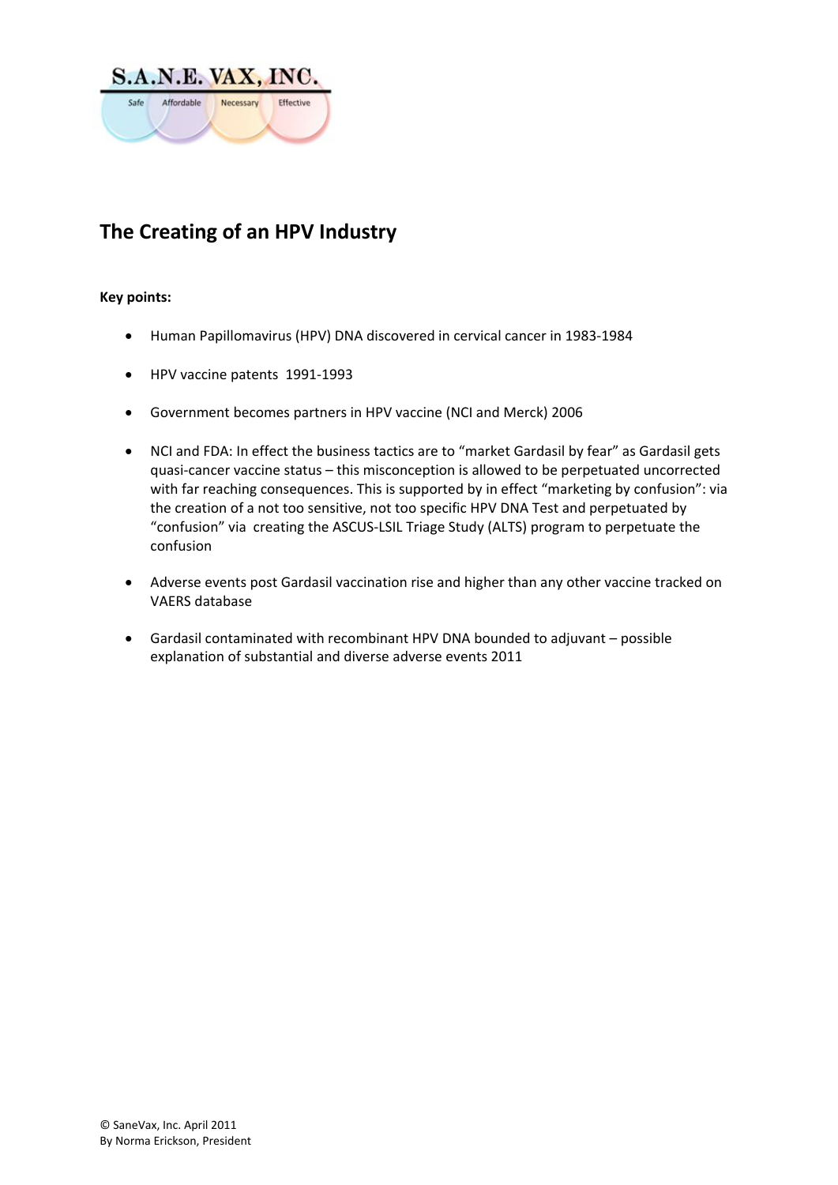S.A.N.E. VAX, INC.

Safe Affordable Necessary Effective

# The Creating of an HPV Industry

**Key points:**

- Human Papillomavirus (HPV) DNA discovered in cervical cancer in 1983-1984
- HPV vaccine patents 1991-1993
- Government becomes partners in HPV vaccine (NCI and Merck) 2006
- NCI and FDA: In effect the business tactics are to "market Gardasil by fear" as Gardasil gets quasi-cancer vaccine status – this misconception is allowed to be perpetuated uncorrected with far reaching consequences. This is supported by in effect "marketing by confusion": via the creation of a not too sensitive, not too specific HPV DNA Test and perpetuated by "confusion" via creating the ASCUS-LSIL Triage Study (ALTS) program to perpetuate the confusion
- Adverse events post Gardasil vaccination rise and higher than any other vaccine tracked on VAERS database
- Gardasil contaminated with recombinant HPV DNA bounded to adjuvant – possible explanation of substantial and diverse adverse events 2011

© SaneVax, Inc. April 2011
By Norma Erickson, President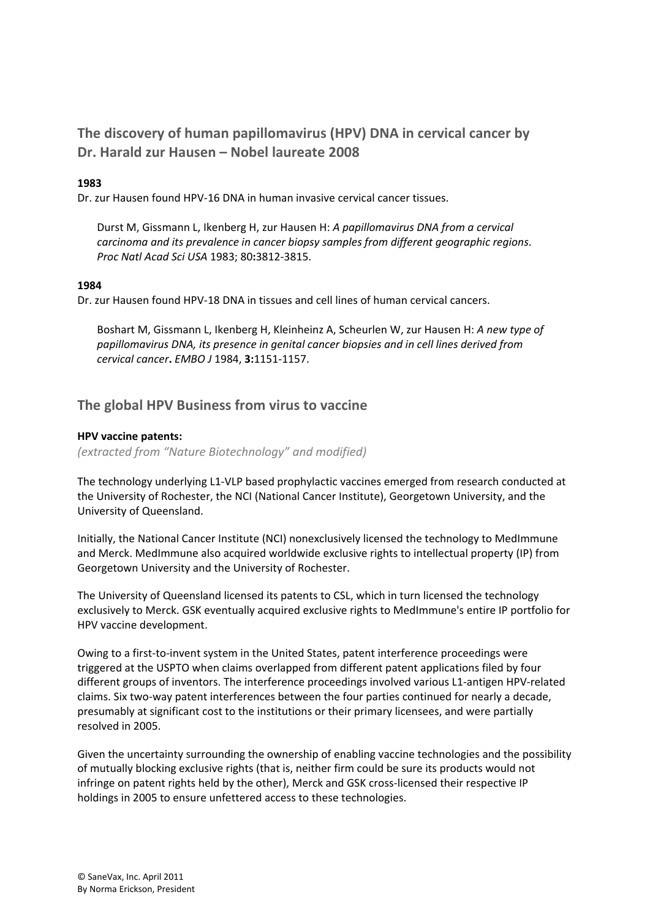## The discovery of human papillomavirus (HPV) DNA in cervical cancer by Dr. Harald zur Hausen – Nobel laureate 2008

**1983**

Dr. zur Hausen found HPV-16 DNA in human invasive cervical cancer tissues.

> Durst M, Gissmann L, Ikenberg H, zur Hausen H: *A papillomavirus DNA from a cervical carcinoma and its prevalence in cancer biopsy samples from different geographic regions*. *Proc Natl Acad Sci USA* 1983; 80**:**3812-3815.

**1984**

Dr. zur Hausen found HPV-18 DNA in tissues and cell lines of human cervical cancers.

> Boshart M, Gissmann L, Ikenberg H, Kleinheinz A, Scheurlen W, zur Hausen H: *A new type of papillomavirus DNA, its presence in genital cancer biopsies and in cell lines derived from cervical cancer***.** *EMBO J* 1984, **3:**1151-1157.

## The global HPV Business from virus to vaccine

**HPV vaccine patents:**

*(extracted from "Nature Biotechnology" and modified)*

The technology underlying L1-VLP based prophylactic vaccines emerged from research conducted at the University of Rochester, the NCI (National Cancer Institute), Georgetown University, and the University of Queensland.

Initially, the National Cancer Institute (NCI) nonexclusively licensed the technology to MedImmune and Merck. MedImmune also acquired worldwide exclusive rights to intellectual property (IP) from Georgetown University and the University of Rochester.

The University of Queensland licensed its patents to CSL, which in turn licensed the technology exclusively to Merck. GSK eventually acquired exclusive rights to MedImmune's entire IP portfolio for HPV vaccine development.

Owing to a first-to-invent system in the United States, patent interference proceedings were triggered at the USPTO when claims overlapped from different patent applications filed by four different groups of inventors. The interference proceedings involved various L1-antigen HPV-related claims. Six two-way patent interferences between the four parties continued for nearly a decade, presumably at significant cost to the institutions or their primary licensees, and were partially resolved in 2005.

Given the uncertainty surrounding the ownership of enabling vaccine technologies and the possibility of mutually blocking exclusive rights (that is, neither firm could be sure its products would not infringe on patent rights held by the other), Merck and GSK cross-licensed their respective IP holdings in 2005 to ensure unfettered access to these technologies.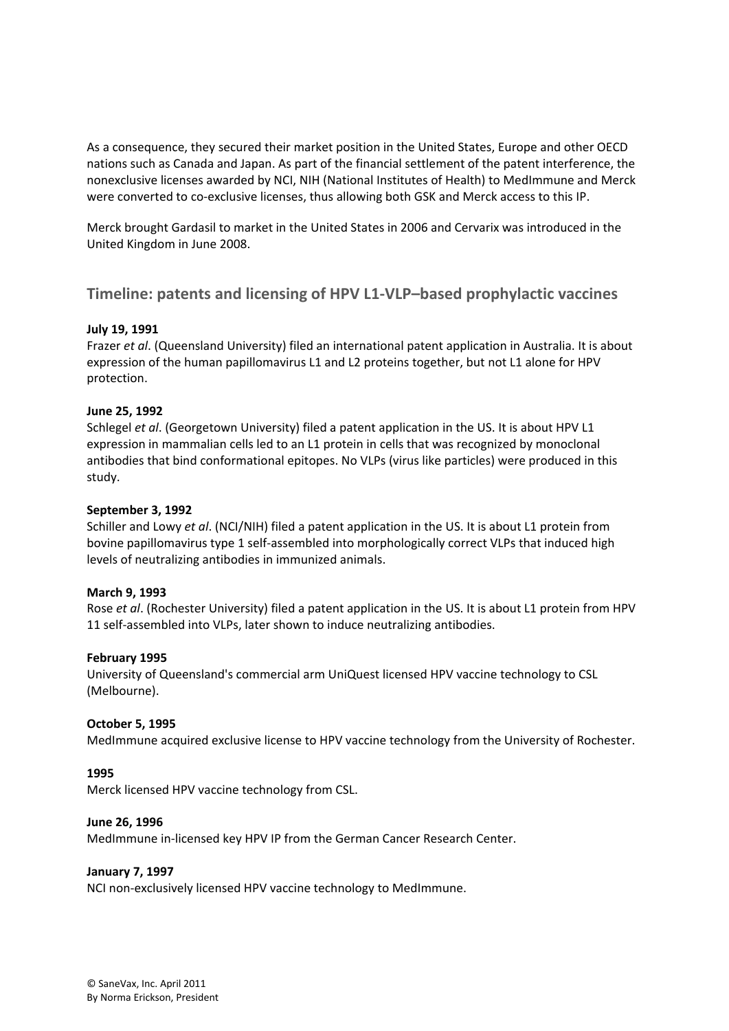As a consequence, they secured their market position in the United States, Europe and other OECD nations such as Canada and Japan. As part of the financial settlement of the patent interference, the nonexclusive licenses awarded by NCI, NIH (National Institutes of Health) to MedImmune and Merck were converted to co-exclusive licenses, thus allowing both GSK and Merck access to this IP.

Merck brought Gardasil to market in the United States in 2006 and Cervarix was introduced in the United Kingdom in June 2008.

## Timeline: patents and licensing of HPV L1-VLP–based prophylactic vaccines

**July 19, 1991**
Frazer *et al*. (Queensland University) filed an international patent application in Australia. It is about expression of the human papillomavirus L1 and L2 proteins together, but not L1 alone for HPV protection.

**June 25, 1992**
Schlegel *et al*. (Georgetown University) filed a patent application in the US. It is about HPV L1 expression in mammalian cells led to an L1 protein in cells that was recognized by monoclonal antibodies that bind conformational epitopes. No VLPs (virus like particles) were produced in this study.

**September 3, 1992**
Schiller and Lowy *et al*. (NCI/NIH) filed a patent application in the US. It is about L1 protein from bovine papillomavirus type 1 self-assembled into morphologically correct VLPs that induced high levels of neutralizing antibodies in immunized animals.

**March 9, 1993**
Rose *et al*. (Rochester University) filed a patent application in the US. It is about L1 protein from HPV 11 self-assembled into VLPs, later shown to induce neutralizing antibodies.

**February 1995**
University of Queensland's commercial arm UniQuest licensed HPV vaccine technology to CSL (Melbourne).

**October 5, 1995**
MedImmune acquired exclusive license to HPV vaccine technology from the University of Rochester.

**1995**
Merck licensed HPV vaccine technology from CSL.

**June 26, 1996**
MedImmune in-licensed key HPV IP from the German Cancer Research Center.

**January 7, 1997**
NCI non-exclusively licensed HPV vaccine technology to MedImmune.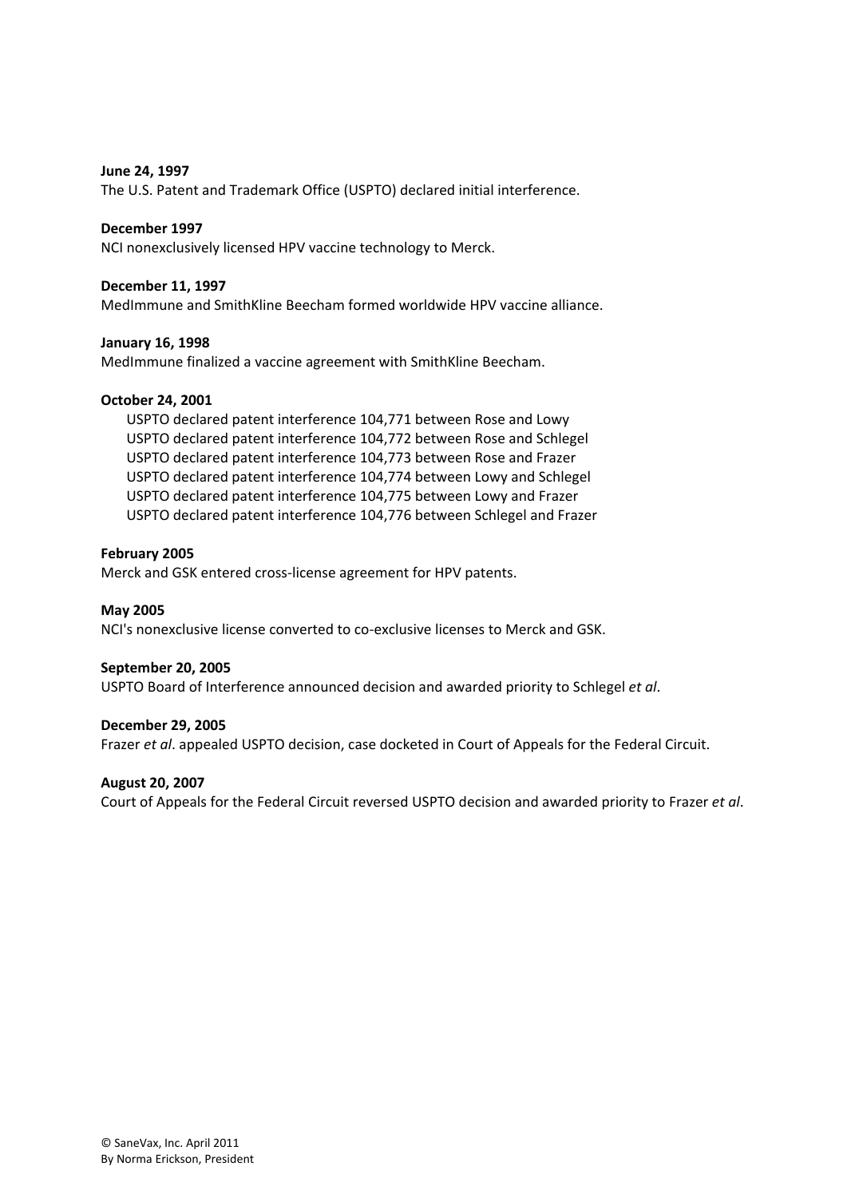**June 24, 1997**
The U.S. Patent and Trademark Office (USPTO) declared initial interference.

**December 1997**
NCI nonexclusively licensed HPV vaccine technology to Merck.

**December 11, 1997**
MedImmune and SmithKline Beecham formed worldwide HPV vaccine alliance.

**January 16, 1998**
MedImmune finalized a vaccine agreement with SmithKline Beecham.

**October 24, 2001**

USPTO declared patent interference 104,771 between Rose and Lowy
USPTO declared patent interference 104,772 between Rose and Schlegel
USPTO declared patent interference 104,773 between Rose and Frazer
USPTO declared patent interference 104,774 between Lowy and Schlegel
USPTO declared patent interference 104,775 between Lowy and Frazer
USPTO declared patent interference 104,776 between Schlegel and Frazer

**February 2005**
Merck and GSK entered cross-license agreement for HPV patents.

**May 2005**
NCI's nonexclusive license converted to co-exclusive licenses to Merck and GSK.

**September 20, 2005**
USPTO Board of Interference announced decision and awarded priority to Schlegel *et al*.

**December 29, 2005**
Frazer *et al*. appealed USPTO decision, case docketed in Court of Appeals for the Federal Circuit.

**August 20, 2007**
Court of Appeals for the Federal Circuit reversed USPTO decision and awarded priority to Frazer *et al*.

© SaneVax, Inc. April 2011
By Norma Erickson, President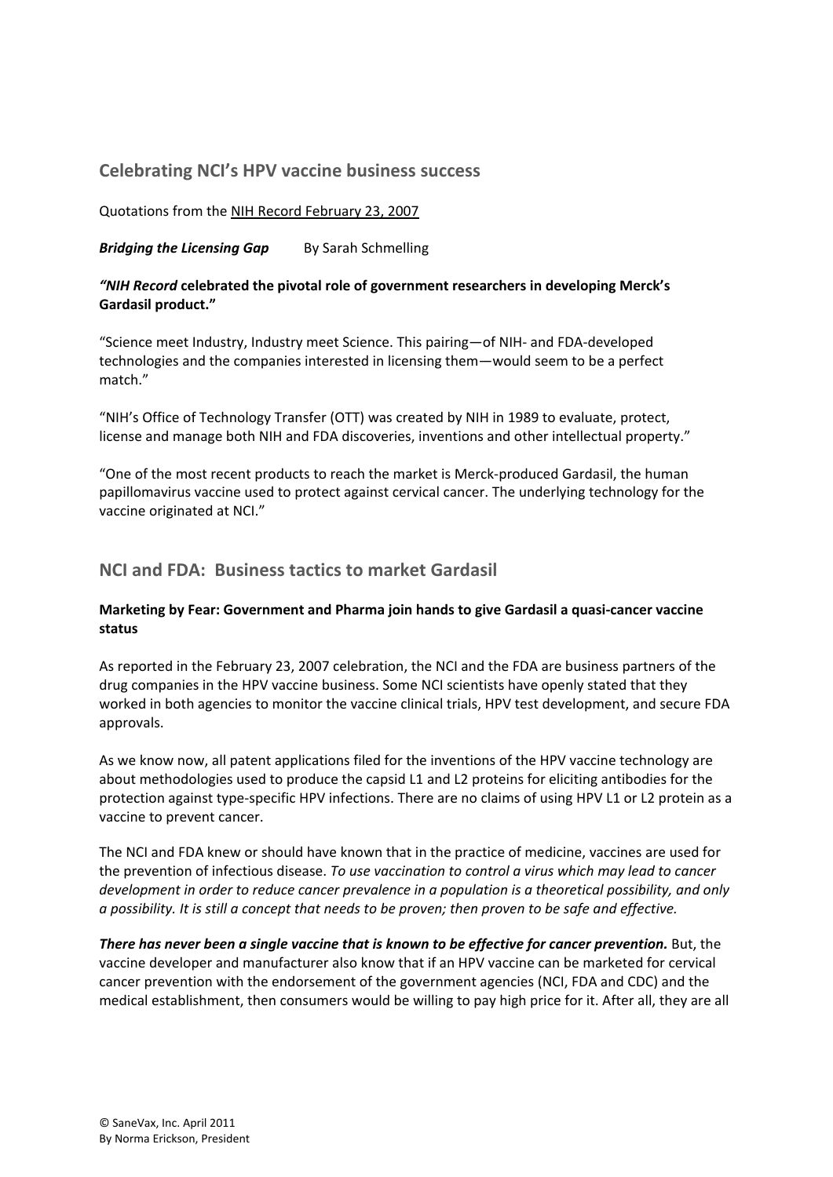## Celebrating NCI's HPV vaccine business success

Quotations from the NIH Record February 23, 2007

***Bridging the Licensing Gap*** By Sarah Schmelling

***"NIH Record* celebrated the pivotal role of government researchers in developing Merck's Gardasil product."**

"Science meet Industry, Industry meet Science. This pairing—of NIH- and FDA-developed technologies and the companies interested in licensing them—would seem to be a perfect match."

"NIH's Office of Technology Transfer (OTT) was created by NIH in 1989 to evaluate, protect, license and manage both NIH and FDA discoveries, inventions and other intellectual property."

"One of the most recent products to reach the market is Merck-produced Gardasil, the human papillomavirus vaccine used to protect against cervical cancer. The underlying technology for the vaccine originated at NCI."

## NCI and FDA: Business tactics to market Gardasil

**Marketing by Fear: Government and Pharma join hands to give Gardasil a quasi-cancer vaccine status**

As reported in the February 23, 2007 celebration, the NCI and the FDA are business partners of the drug companies in the HPV vaccine business. Some NCI scientists have openly stated that they worked in both agencies to monitor the vaccine clinical trials, HPV test development, and secure FDA approvals.

As we know now, all patent applications filed for the inventions of the HPV vaccine technology are about methodologies used to produce the capsid L1 and L2 proteins for eliciting antibodies for the protection against type-specific HPV infections. There are no claims of using HPV L1 or L2 protein as a vaccine to prevent cancer.

The NCI and FDA knew or should have known that in the practice of medicine, vaccines are used for the prevention of infectious disease. *To use vaccination to control a virus which may lead to cancer development in order to reduce cancer prevalence in a population is a theoretical possibility, and only a possibility. It is still a concept that needs to be proven; then proven to be safe and effective.*

***There has never been a single vaccine that is known to be effective for cancer prevention.*** But, the vaccine developer and manufacturer also know that if an HPV vaccine can be marketed for cervical cancer prevention with the endorsement of the government agencies (NCI, FDA and CDC) and the medical establishment, then consumers would be willing to pay high price for it. After all, they are all

© SaneVax, Inc. April 2011
By Norma Erickson, President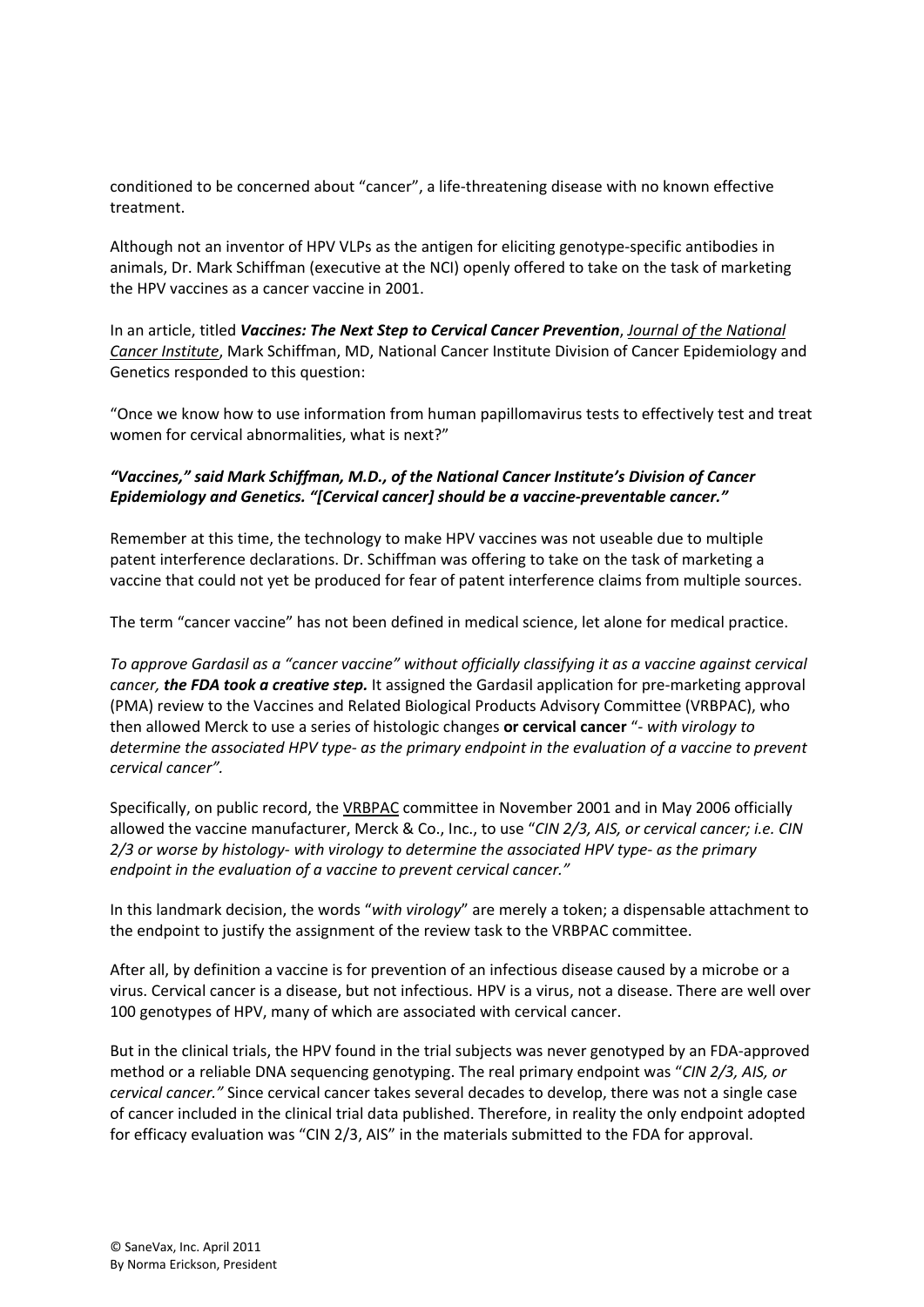conditioned to be concerned about "cancer", a life-threatening disease with no known effective treatment.

Although not an inventor of HPV VLPs as the antigen for eliciting genotype-specific antibodies in animals, Dr. Mark Schiffman (executive at the NCI) openly offered to take on the task of marketing the HPV vaccines as a cancer vaccine in 2001.

In an article, titled ***Vaccines: The Next Step to Cervical Cancer Prevention***, Journal of the National Cancer Institute, Mark Schiffman, MD, National Cancer Institute Division of Cancer Epidemiology and Genetics responded to this question:

"Once we know how to use information from human papillomavirus tests to effectively test and treat women for cervical abnormalities, what is next?"

***"Vaccines," said Mark Schiffman, M.D., of the National Cancer Institute's Division of Cancer Epidemiology and Genetics. "[Cervical cancer] should be a vaccine-preventable cancer."***

Remember at this time, the technology to make HPV vaccines was not useable due to multiple patent interference declarations. Dr. Schiffman was offering to take on the task of marketing a vaccine that could not yet be produced for fear of patent interference claims from multiple sources.

The term "cancer vaccine" has not been defined in medical science, let alone for medical practice.

*To approve Gardasil as a "cancer vaccine" without officially classifying it as a vaccine against cervical cancer, **the FDA took a creative step.*** It assigned the Gardasil application for pre-marketing approval (PMA) review to the Vaccines and Related Biological Products Advisory Committee (VRBPAC), who then allowed Merck to use a series of histologic changes **or cervical cancer** "*- with virology to determine the associated HPV type- as the primary endpoint in the evaluation of a vaccine to prevent cervical cancer".*

Specifically, on public record, the VRBPAC committee in November 2001 and in May 2006 officially allowed the vaccine manufacturer, Merck & Co., Inc., to use "*CIN 2/3, AIS, or cervical cancer; i.e. CIN 2/3 or worse by histology- with virology to determine the associated HPV type- as the primary endpoint in the evaluation of a vaccine to prevent cervical cancer."*

In this landmark decision, the words "*with virology*" are merely a token; a dispensable attachment to the endpoint to justify the assignment of the review task to the VRBPAC committee.

After all, by definition a vaccine is for prevention of an infectious disease caused by a microbe or a virus. Cervical cancer is a disease, but not infectious. HPV is a virus, not a disease. There are well over 100 genotypes of HPV, many of which are associated with cervical cancer.

But in the clinical trials, the HPV found in the trial subjects was never genotyped by an FDA-approved method or a reliable DNA sequencing genotyping. The real primary endpoint was "*CIN 2/3, AIS, or cervical cancer."* Since cervical cancer takes several decades to develop, there was not a single case of cancer included in the clinical trial data published. Therefore, in reality the only endpoint adopted for efficacy evaluation was "CIN 2/3, AIS" in the materials submitted to the FDA for approval.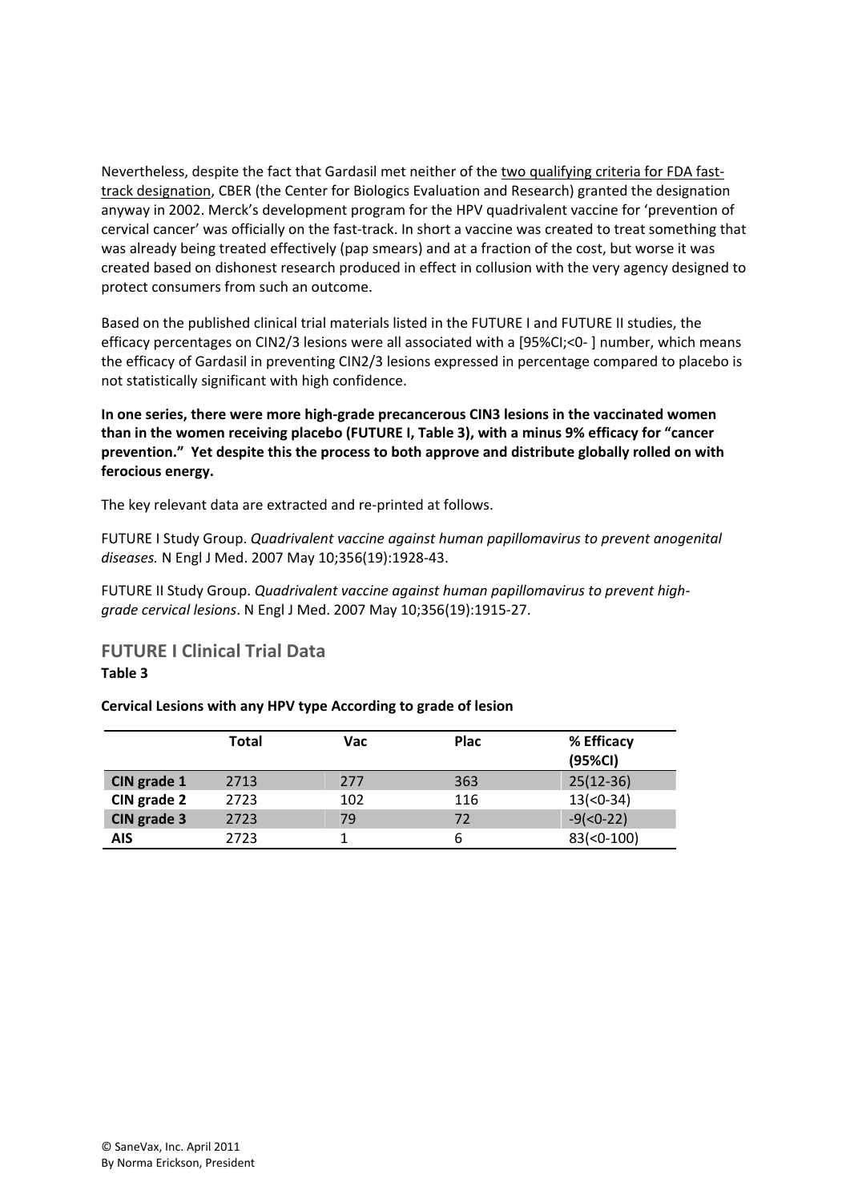Nevertheless, despite the fact that Gardasil met neither of the two qualifying criteria for FDA fast-track designation, CBER (the Center for Biologics Evaluation and Research) granted the designation anyway in 2002. Merck's development program for the HPV quadrivalent vaccine for 'prevention of cervical cancer' was officially on the fast-track. In short a vaccine was created to treat something that was already being treated effectively (pap smears) and at a fraction of the cost, but worse it was created based on dishonest research produced in effect in collusion with the very agency designed to protect consumers from such an outcome.

Based on the published clinical trial materials listed in the FUTURE I and FUTURE II studies, the efficacy percentages on CIN2/3 lesions were all associated with a [95%CI;<0- ] number, which means the efficacy of Gardasil in preventing CIN2/3 lesions expressed in percentage compared to placebo is not statistically significant with high confidence.

**In one series, there were more high-grade precancerous CIN3 lesions in the vaccinated women than in the women receiving placebo (FUTURE I, Table 3), with a minus 9% efficacy for "cancer prevention." Yet despite this the process to both approve and distribute globally rolled on with ferocious energy.**

The key relevant data are extracted and re-printed at follows.

FUTURE I Study Group. *Quadrivalent vaccine against human papillomavirus to prevent anogenital diseases.* N Engl J Med. 2007 May 10;356(19):1928-43.

FUTURE II Study Group. *Quadrivalent vaccine against human papillomavirus to prevent high-grade cervical lesions*. N Engl J Med. 2007 May 10;356(19):1915-27.

## FUTURE I Clinical Trial Data

**Table 3**

**Cervical Lesions with any HPV type According to grade of lesion**

| | Total | Vac | Plac | % Efficacy (95%CI) |
|---|---|---|---|---|
| **CIN grade 1** | 2713 | 277 | 363 | 25(12-36) |
| **CIN grade 2** | 2723 | 102 | 116 | 13(<0-34) |
| **CIN grade 3** | 2723 | 79 | 72 | -9(<0-22) |
| **AIS** | 2723 | 1 | 6 | 83(<0-100) |

© SaneVax, Inc. April 2011
By Norma Erickson, President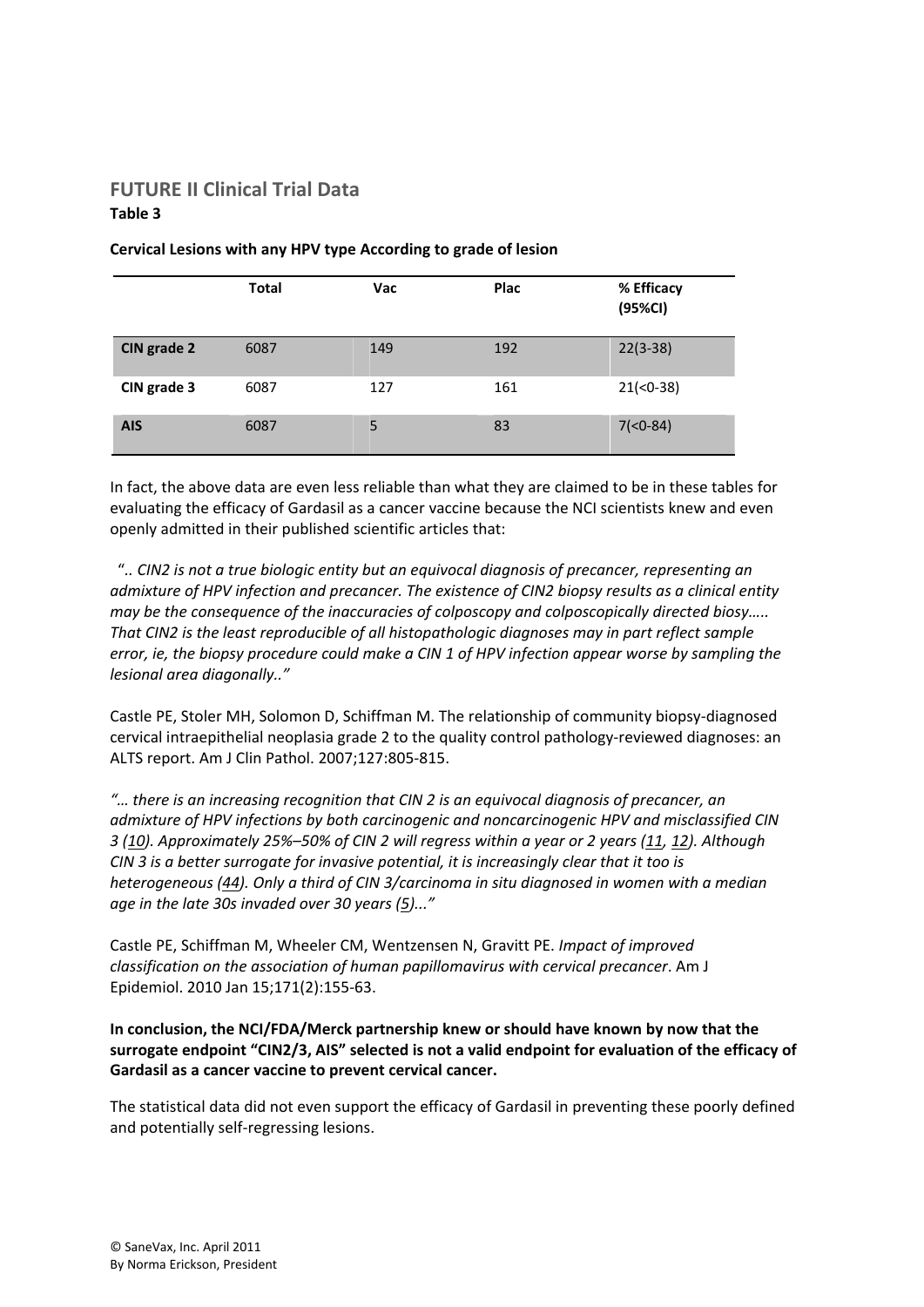## FUTURE II Clinical Trial Data

**Table 3**

**Cervical Lesions with any HPV type According to grade of lesion**

| | **Total** | **Vac** | **Plac** | **% Efficacy (95%CI)** |
|---|---|---|---|---|
| **CIN grade 2** | 6087 | 149 | 192 | 22(3-38) |
| **CIN grade 3** | 6087 | 127 | 161 | 21(<0-38) |
| **AIS** | 6087 | 5 | 83 | 7(<0-84) |

In fact, the above data are even less reliable than what they are claimed to be in these tables for evaluating the efficacy of Gardasil as a cancer vaccine because the NCI scientists knew and even openly admitted in their published scientific articles that:

"*.. CIN2 is not a true biologic entity but an equivocal diagnosis of precancer, representing an admixture of HPV infection and precancer. The existence of CIN2 biopsy results as a clinical entity may be the consequence of the inaccuracies of colposcopy and colposcopically directed biosy….. That CIN2 is the least reproducible of all histopathologic diagnoses may in part reflect sample error, ie, the biopsy procedure could make a CIN 1 of HPV infection appear worse by sampling the lesional area diagonally..*"

Castle PE, Stoler MH, Solomon D, Schiffman M. The relationship of community biopsy-diagnosed cervical intraepithelial neoplasia grade 2 to the quality control pathology-reviewed diagnoses: an ALTS report. Am J Clin Pathol. 2007;127:805-815.

*"… there is an increasing recognition that CIN 2 is an equivocal diagnosis of precancer, an admixture of HPV infections by both carcinogenic and noncarcinogenic HPV and misclassified CIN 3 (10). Approximately 25%–50% of CIN 2 will regress within a year or 2 years (11, 12). Although CIN 3 is a better surrogate for invasive potential, it is increasingly clear that it too is heterogeneous (44). Only a third of CIN 3/carcinoma in situ diagnosed in women with a median age in the late 30s invaded over 30 years (5)..."*

Castle PE, Schiffman M, Wheeler CM, Wentzensen N, Gravitt PE. *Impact of improved classification on the association of human papillomavirus with cervical precancer*. Am J Epidemiol. 2010 Jan 15;171(2):155-63.

**In conclusion, the NCI/FDA/Merck partnership knew or should have known by now that the surrogate endpoint "CIN2/3, AIS" selected is not a valid endpoint for evaluation of the efficacy of Gardasil as a cancer vaccine to prevent cervical cancer.**

The statistical data did not even support the efficacy of Gardasil in preventing these poorly defined and potentially self-regressing lesions.

© SaneVax, Inc. April 2011
By Norma Erickson, President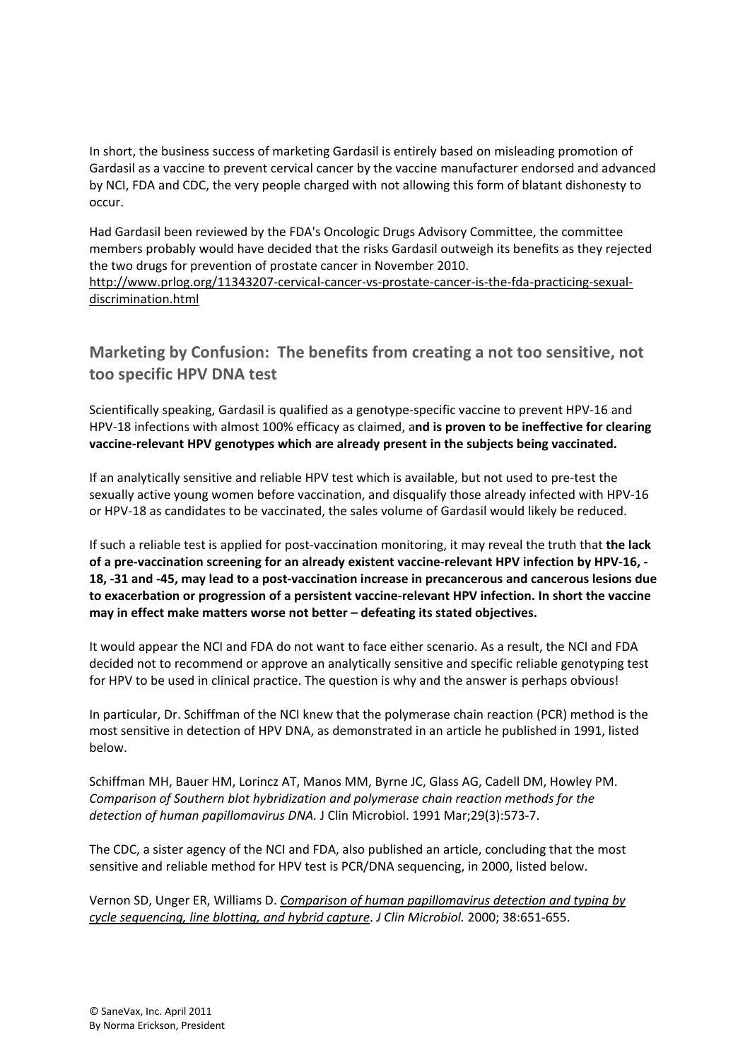In short, the business success of marketing Gardasil is entirely based on misleading promotion of Gardasil as a vaccine to prevent cervical cancer by the vaccine manufacturer endorsed and advanced by NCI, FDA and CDC, the very people charged with not allowing this form of blatant dishonesty to occur.

Had Gardasil been reviewed by the FDA's Oncologic Drugs Advisory Committee, the committee members probably would have decided that the risks Gardasil outweigh its benefits as they rejected the two drugs for prevention of prostate cancer in November 2010. http://www.prlog.org/11343207-cervical-cancer-vs-prostate-cancer-is-the-fda-practicing-sexual-discrimination.html

## Marketing by Confusion: The benefits from creating a not too sensitive, not too specific HPV DNA test

Scientifically speaking, Gardasil is qualified as a genotype-specific vaccine to prevent HPV-16 and HPV-18 infections with almost 100% efficacy as claimed, a**nd is proven to be ineffective for clearing vaccine-relevant HPV genotypes which are already present in the subjects being vaccinated.**

If an analytically sensitive and reliable HPV test which is available, but not used to pre-test the sexually active young women before vaccination, and disqualify those already infected with HPV-16 or HPV-18 as candidates to be vaccinated, the sales volume of Gardasil would likely be reduced.

If such a reliable test is applied for post-vaccination monitoring, it may reveal the truth that **the lack of a pre-vaccination screening for an already existent vaccine-relevant HPV infection by HPV-16, -18, -31 and -45, may lead to a post-vaccination increase in precancerous and cancerous lesions due to exacerbation or progression of a persistent vaccine-relevant HPV infection. In short the vaccine may in effect make matters worse not better – defeating its stated objectives.**

It would appear the NCI and FDA do not want to face either scenario. As a result, the NCI and FDA decided not to recommend or approve an analytically sensitive and specific reliable genotyping test for HPV to be used in clinical practice. The question is why and the answer is perhaps obvious!

In particular, Dr. Schiffman of the NCI knew that the polymerase chain reaction (PCR) method is the most sensitive in detection of HPV DNA, as demonstrated in an article he published in 1991, listed below.

Schiffman MH, Bauer HM, Lorincz AT, Manos MM, Byrne JC, Glass AG, Cadell DM, Howley PM. *Comparison of Southern blot hybridization and polymerase chain reaction methods for the detection of human papillomavirus DNA.* J Clin Microbiol. 1991 Mar;29(3):573-7.

The CDC, a sister agency of the NCI and FDA, also published an article, concluding that the most sensitive and reliable method for HPV test is PCR/DNA sequencing, in 2000, listed below.

Vernon SD, Unger ER, Williams D. *Comparison of human papillomavirus detection and typing by cycle sequencing, line blotting, and hybrid capture*. *J Clin Microbiol.* 2000; 38:651-655.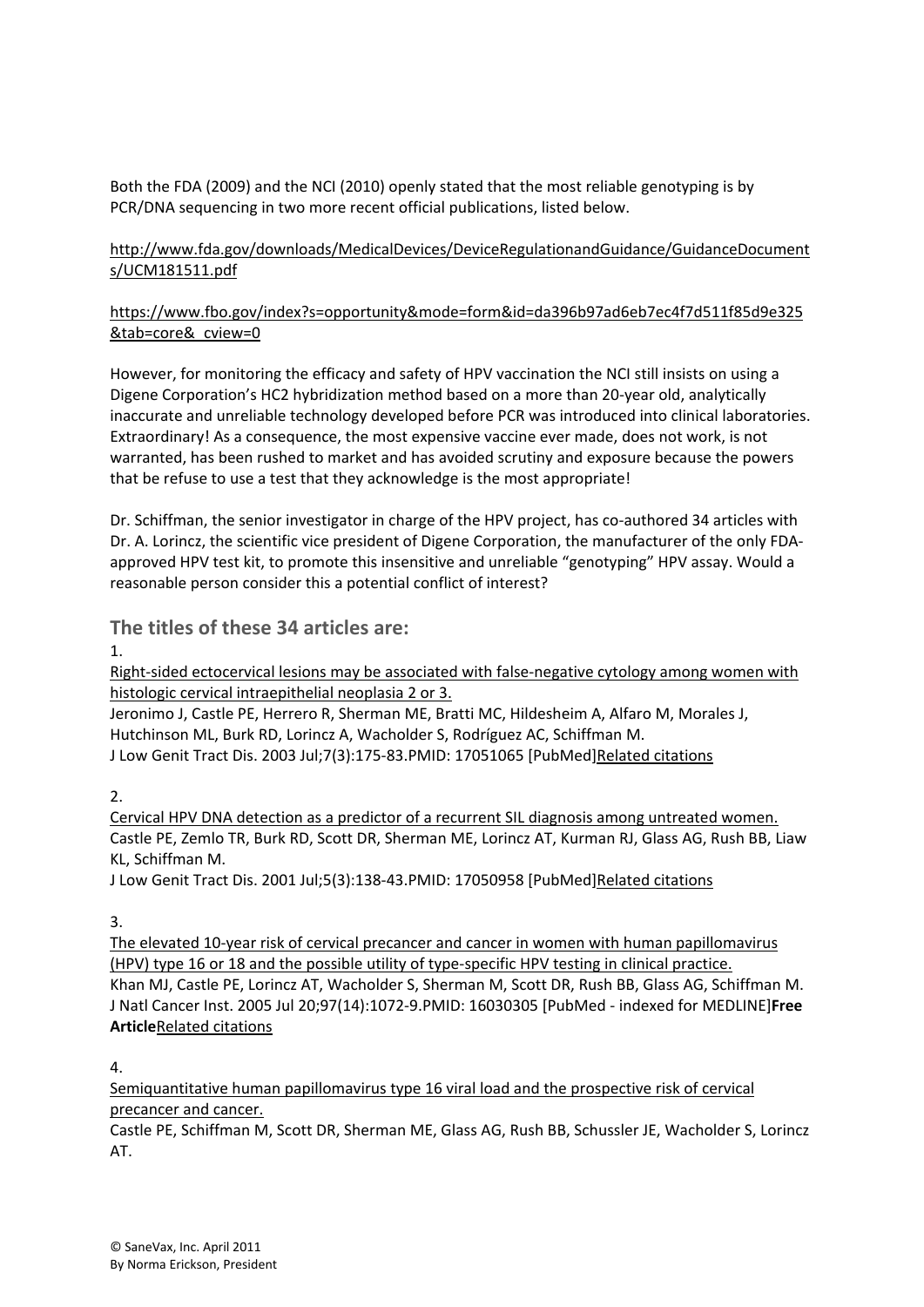Both the FDA (2009) and the NCI (2010) openly stated that the most reliable genotyping is by PCR/DNA sequencing in two more recent official publications, listed below.

http://www.fda.gov/downloads/MedicalDevices/DeviceRegulationandGuidance/GuidanceDocuments/UCM181511.pdf

https://www.fbo.gov/index?s=opportunity&mode=form&id=da396b97ad6eb7ec4f7d511f85d9e325&tab=core&_cview=0

However, for monitoring the efficacy and safety of HPV vaccination the NCI still insists on using a Digene Corporation's HC2 hybridization method based on a more than 20-year old, analytically inaccurate and unreliable technology developed before PCR was introduced into clinical laboratories. Extraordinary! As a consequence, the most expensive vaccine ever made, does not work, is not warranted, has been rushed to market and has avoided scrutiny and exposure because the powers that be refuse to use a test that they acknowledge is the most appropriate!

Dr. Schiffman, the senior investigator in charge of the HPV project, has co-authored 34 articles with Dr. A. Lorincz, the scientific vice president of Digene Corporation, the manufacturer of the only FDA-approved HPV test kit, to promote this insensitive and unreliable "genotyping" HPV assay. Would a reasonable person consider this a potential conflict of interest?

## The titles of these 34 articles are:

1.
Right-sided ectocervical lesions may be associated with false-negative cytology among women with histologic cervical intraepithelial neoplasia 2 or 3.
Jeronimo J, Castle PE, Herrero R, Sherman ME, Bratti MC, Hildesheim A, Alfaro M, Morales J, Hutchinson ML, Burk RD, Lorincz A, Wacholder S, Rodríguez AC, Schiffman M.
J Low Genit Tract Dis. 2003 Jul;7(3):175-83.PMID: 17051065 [PubMed]Related citations

2.
Cervical HPV DNA detection as a predictor of a recurrent SIL diagnosis among untreated women.
Castle PE, Zemlo TR, Burk RD, Scott DR, Sherman ME, Lorincz AT, Kurman RJ, Glass AG, Rush BB, Liaw KL, Schiffman M.
J Low Genit Tract Dis. 2001 Jul;5(3):138-43.PMID: 17050958 [PubMed]Related citations

3.
The elevated 10-year risk of cervical precancer and cancer in women with human papillomavirus (HPV) type 16 or 18 and the possible utility of type-specific HPV testing in clinical practice.
Khan MJ, Castle PE, Lorincz AT, Wacholder S, Sherman M, Scott DR, Rush BB, Glass AG, Schiffman M.
J Natl Cancer Inst. 2005 Jul 20;97(14):1072-9.PMID: 16030305 [PubMed - indexed for MEDLINE]**Free Article**Related citations

4.
Semiquantitative human papillomavirus type 16 viral load and the prospective risk of cervical precancer and cancer.
Castle PE, Schiffman M, Scott DR, Sherman ME, Glass AG, Rush BB, Schussler JE, Wacholder S, Lorincz AT.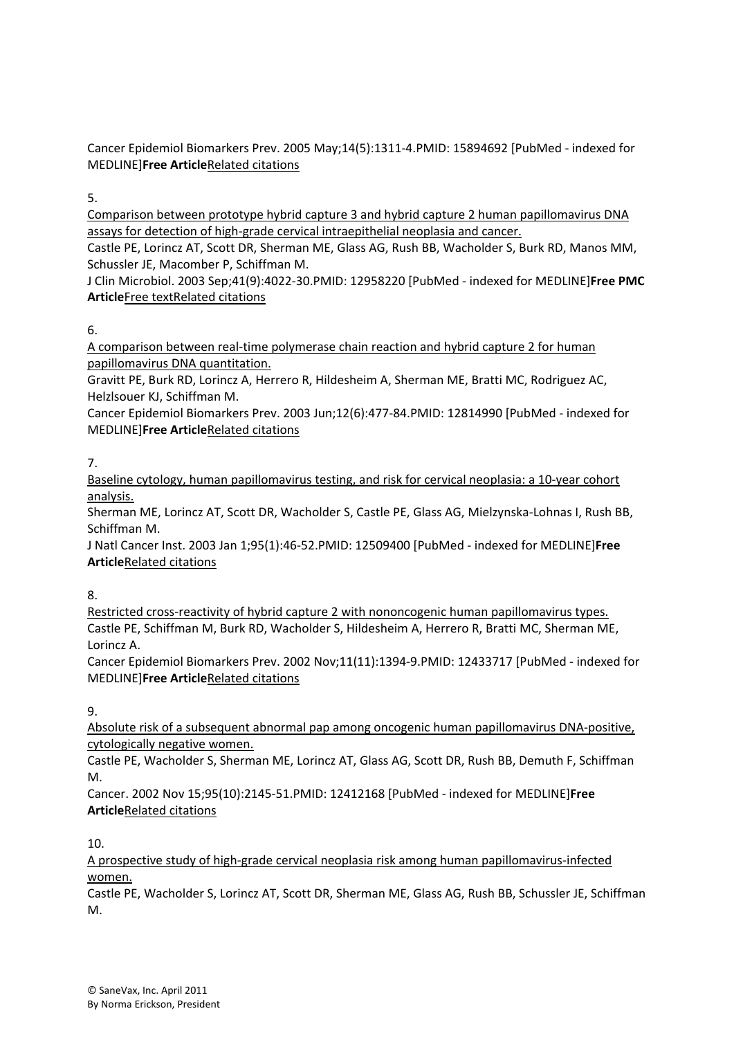Cancer Epidemiol Biomarkers Prev. 2005 May;14(5):1311-4.PMID: 15894692 [PubMed - indexed for MEDLINE]**Free Article**Related citations

5.

Comparison between prototype hybrid capture 3 and hybrid capture 2 human papillomavirus DNA assays for detection of high-grade cervical intraepithelial neoplasia and cancer.

Castle PE, Lorincz AT, Scott DR, Sherman ME, Glass AG, Rush BB, Wacholder S, Burk RD, Manos MM, Schussler JE, Macomber P, Schiffman M.

J Clin Microbiol. 2003 Sep;41(9):4022-30.PMID: 12958220 [PubMed - indexed for MEDLINE]**Free PMC Article**Free textRelated citations

6.

A comparison between real-time polymerase chain reaction and hybrid capture 2 for human papillomavirus DNA quantitation.

Gravitt PE, Burk RD, Lorincz A, Herrero R, Hildesheim A, Sherman ME, Bratti MC, Rodriguez AC, Helzlsouer KJ, Schiffman M.

Cancer Epidemiol Biomarkers Prev. 2003 Jun;12(6):477-84.PMID: 12814990 [PubMed - indexed for MEDLINE]**Free Article**Related citations

7.

Baseline cytology, human papillomavirus testing, and risk for cervical neoplasia: a 10-year cohort analysis.

Sherman ME, Lorincz AT, Scott DR, Wacholder S, Castle PE, Glass AG, Mielzynska-Lohnas I, Rush BB, Schiffman M.

J Natl Cancer Inst. 2003 Jan 1;95(1):46-52.PMID: 12509400 [PubMed - indexed for MEDLINE]**Free Article**Related citations

8.

Restricted cross-reactivity of hybrid capture 2 with nononcogenic human papillomavirus types.

Castle PE, Schiffman M, Burk RD, Wacholder S, Hildesheim A, Herrero R, Bratti MC, Sherman ME, Lorincz A.

Cancer Epidemiol Biomarkers Prev. 2002 Nov;11(11):1394-9.PMID: 12433717 [PubMed - indexed for MEDLINE]**Free Article**Related citations

9.

Absolute risk of a subsequent abnormal pap among oncogenic human papillomavirus DNA-positive, cytologically negative women.

Castle PE, Wacholder S, Sherman ME, Lorincz AT, Glass AG, Scott DR, Rush BB, Demuth F, Schiffman M.

Cancer. 2002 Nov 15;95(10):2145-51.PMID: 12412168 [PubMed - indexed for MEDLINE]**Free Article**Related citations

10.

A prospective study of high-grade cervical neoplasia risk among human papillomavirus-infected women.

Castle PE, Wacholder S, Lorincz AT, Scott DR, Sherman ME, Glass AG, Rush BB, Schussler JE, Schiffman M.

© SaneVax, Inc. April 2011
By Norma Erickson, President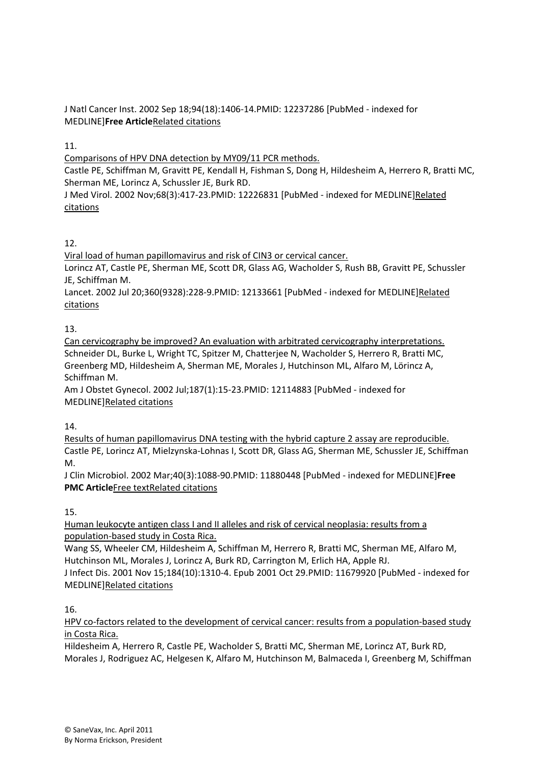J Natl Cancer Inst. 2002 Sep 18;94(18):1406-14.PMID: 12237286 [PubMed - indexed for MEDLINE]**Free Article**Related citations

11.

Comparisons of HPV DNA detection by MY09/11 PCR methods.

Castle PE, Schiffman M, Gravitt PE, Kendall H, Fishman S, Dong H, Hildesheim A, Herrero R, Bratti MC, Sherman ME, Lorincz A, Schussler JE, Burk RD.

J Med Virol. 2002 Nov;68(3):417-23.PMID: 12226831 [PubMed - indexed for MEDLINE]Related citations

12.

Viral load of human papillomavirus and risk of CIN3 or cervical cancer.

Lorincz AT, Castle PE, Sherman ME, Scott DR, Glass AG, Wacholder S, Rush BB, Gravitt PE, Schussler JE, Schiffman M.

Lancet. 2002 Jul 20;360(9328):228-9.PMID: 12133661 [PubMed - indexed for MEDLINE]Related citations

13.

Can cervicography be improved? An evaluation with arbitrated cervicography interpretations.

Schneider DL, Burke L, Wright TC, Spitzer M, Chatterjee N, Wacholder S, Herrero R, Bratti MC, Greenberg MD, Hildesheim A, Sherman ME, Morales J, Hutchinson ML, Alfaro M, Lörincz A, Schiffman M.

Am J Obstet Gynecol. 2002 Jul;187(1):15-23.PMID: 12114883 [PubMed - indexed for MEDLINE]Related citations

14.

Results of human papillomavirus DNA testing with the hybrid capture 2 assay are reproducible.

Castle PE, Lorincz AT, Mielzynska-Lohnas I, Scott DR, Glass AG, Sherman ME, Schussler JE, Schiffman M.

J Clin Microbiol. 2002 Mar;40(3):1088-90.PMID: 11880448 [PubMed - indexed for MEDLINE]**Free PMC Article**Free textRelated citations

15.

Human leukocyte antigen class I and II alleles and risk of cervical neoplasia: results from a population-based study in Costa Rica.

Wang SS, Wheeler CM, Hildesheim A, Schiffman M, Herrero R, Bratti MC, Sherman ME, Alfaro M, Hutchinson ML, Morales J, Lorincz A, Burk RD, Carrington M, Erlich HA, Apple RJ.

J Infect Dis. 2001 Nov 15;184(10):1310-4. Epub 2001 Oct 29.PMID: 11679920 [PubMed - indexed for MEDLINE]Related citations

16.

HPV co-factors related to the development of cervical cancer: results from a population-based study in Costa Rica.

Hildesheim A, Herrero R, Castle PE, Wacholder S, Bratti MC, Sherman ME, Lorincz AT, Burk RD, Morales J, Rodriguez AC, Helgesen K, Alfaro M, Hutchinson M, Balmaceda I, Greenberg M, Schiffman

© SaneVax, Inc. April 2011
By Norma Erickson, President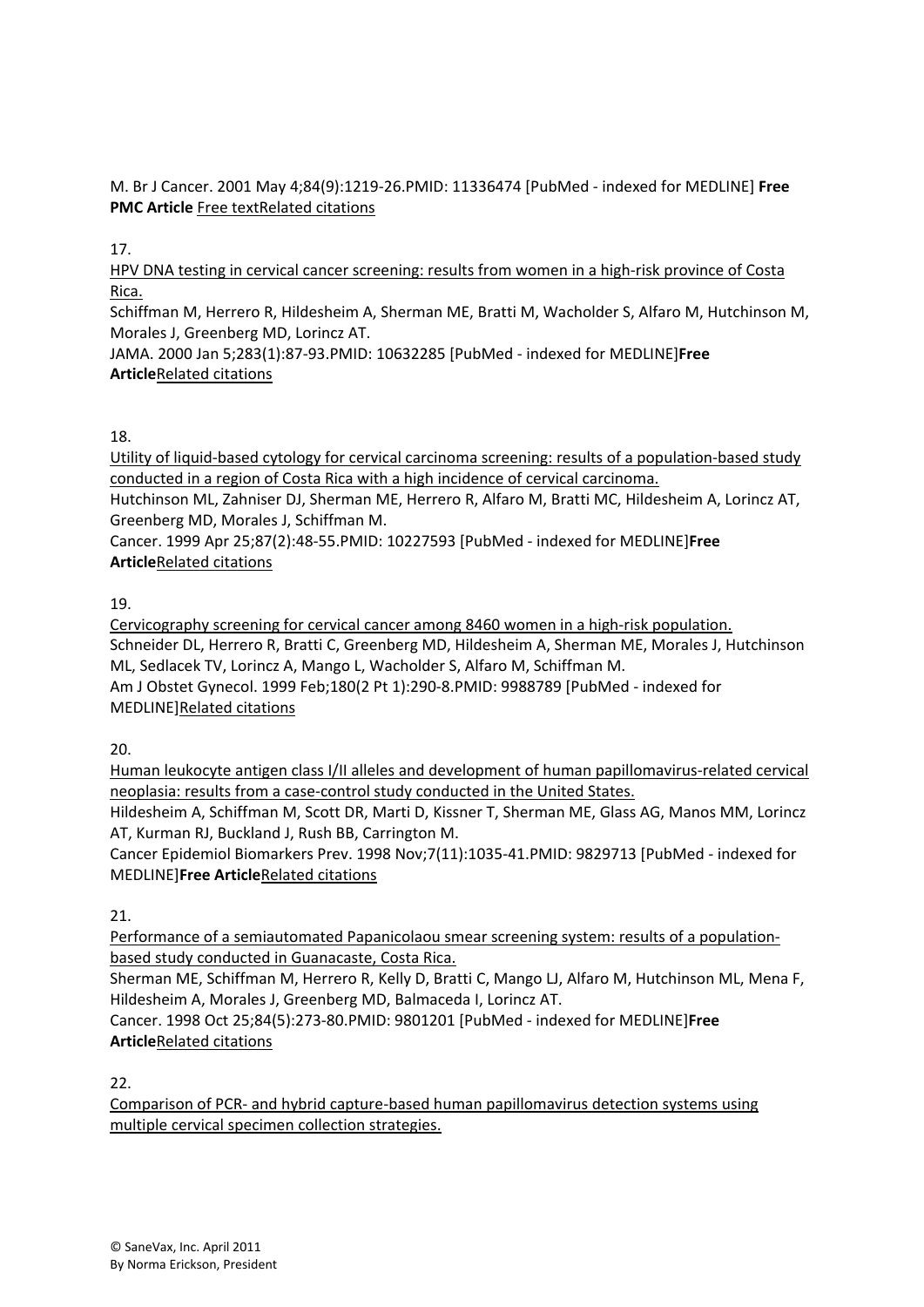M. Br J Cancer. 2001 May 4;84(9):1219-26.PMID: 11336474 [PubMed - indexed for MEDLINE] **Free PMC Article** Free textRelated citations

17.

HPV DNA testing in cervical cancer screening: results from women in a high-risk province of Costa Rica.
Schiffman M, Herrero R, Hildesheim A, Sherman ME, Bratti M, Wacholder S, Alfaro M, Hutchinson M, Morales J, Greenberg MD, Lorincz AT.
JAMA. 2000 Jan 5;283(1):87-93.PMID: 10632285 [PubMed - indexed for MEDLINE]**Free Article**Related citations

18.

Utility of liquid-based cytology for cervical carcinoma screening: results of a population-based study conducted in a region of Costa Rica with a high incidence of cervical carcinoma.
Hutchinson ML, Zahniser DJ, Sherman ME, Herrero R, Alfaro M, Bratti MC, Hildesheim A, Lorincz AT, Greenberg MD, Morales J, Schiffman M.
Cancer. 1999 Apr 25;87(2):48-55.PMID: 10227593 [PubMed - indexed for MEDLINE]**Free Article**Related citations

19.

Cervicography screening for cervical cancer among 8460 women in a high-risk population.
Schneider DL, Herrero R, Bratti C, Greenberg MD, Hildesheim A, Sherman ME, Morales J, Hutchinson ML, Sedlacek TV, Lorincz A, Mango L, Wacholder S, Alfaro M, Schiffman M.
Am J Obstet Gynecol. 1999 Feb;180(2 Pt 1):290-8.PMID: 9988789 [PubMed - indexed for MEDLINE]Related citations

20.

Human leukocyte antigen class I/II alleles and development of human papillomavirus-related cervical neoplasia: results from a case-control study conducted in the United States.
Hildesheim A, Schiffman M, Scott DR, Marti D, Kissner T, Sherman ME, Glass AG, Manos MM, Lorincz AT, Kurman RJ, Buckland J, Rush BB, Carrington M.
Cancer Epidemiol Biomarkers Prev. 1998 Nov;7(11):1035-41.PMID: 9829713 [PubMed - indexed for MEDLINE]**Free Article**Related citations

21.

Performance of a semiautomated Papanicolaou smear screening system: results of a population-based study conducted in Guanacaste, Costa Rica.
Sherman ME, Schiffman M, Herrero R, Kelly D, Bratti C, Mango LJ, Alfaro M, Hutchinson ML, Mena F, Hildesheim A, Morales J, Greenberg MD, Balmaceda I, Lorincz AT.
Cancer. 1998 Oct 25;84(5):273-80.PMID: 9801201 [PubMed - indexed for MEDLINE]**Free Article**Related citations

22.

Comparison of PCR- and hybrid capture-based human papillomavirus detection systems using multiple cervical specimen collection strategies.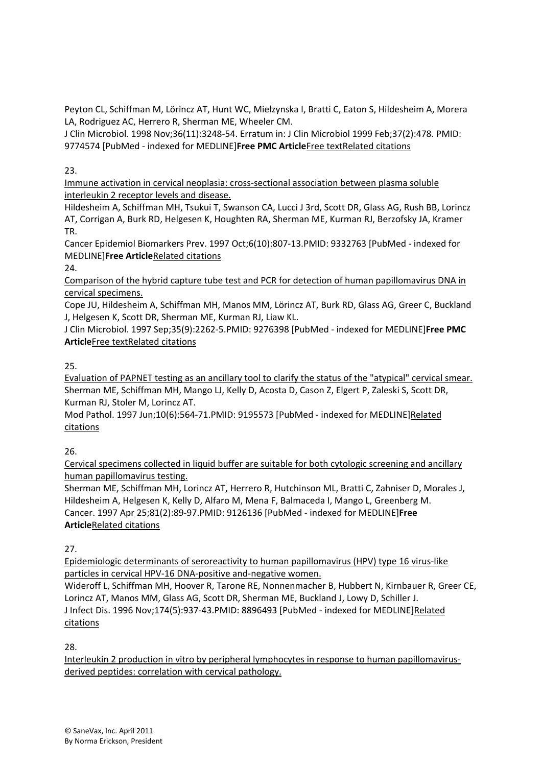Peyton CL, Schiffman M, Lörincz AT, Hunt WC, Mielzynska I, Bratti C, Eaton S, Hildesheim A, Morera LA, Rodriguez AC, Herrero R, Sherman ME, Wheeler CM.
J Clin Microbiol. 1998 Nov;36(11):3248-54. Erratum in: J Clin Microbiol 1999 Feb;37(2):478. PMID: 9774574 [PubMed - indexed for MEDLINE]**Free PMC Article**Free textRelated citations

23.

Immune activation in cervical neoplasia: cross-sectional association between plasma soluble interleukin 2 receptor levels and disease.
Hildesheim A, Schiffman MH, Tsukui T, Swanson CA, Lucci J 3rd, Scott DR, Glass AG, Rush BB, Lorincz AT, Corrigan A, Burk RD, Helgesen K, Houghten RA, Sherman ME, Kurman RJ, Berzofsky JA, Kramer TR.
Cancer Epidemiol Biomarkers Prev. 1997 Oct;6(10):807-13.PMID: 9332763 [PubMed - indexed for MEDLINE]**Free Article**Related citations

24.

Comparison of the hybrid capture tube test and PCR for detection of human papillomavirus DNA in cervical specimens.
Cope JU, Hildesheim A, Schiffman MH, Manos MM, Lörincz AT, Burk RD, Glass AG, Greer C, Buckland J, Helgesen K, Scott DR, Sherman ME, Kurman RJ, Liaw KL.
J Clin Microbiol. 1997 Sep;35(9):2262-5.PMID: 9276398 [PubMed - indexed for MEDLINE]**Free PMC Article**Free textRelated citations

25.

Evaluation of PAPNET testing as an ancillary tool to clarify the status of the "atypical" cervical smear.
Sherman ME, Schiffman MH, Mango LJ, Kelly D, Acosta D, Cason Z, Elgert P, Zaleski S, Scott DR, Kurman RJ, Stoler M, Lorincz AT.
Mod Pathol. 1997 Jun;10(6):564-71.PMID: 9195573 [PubMed - indexed for MEDLINE]Related citations

26.

Cervical specimens collected in liquid buffer are suitable for both cytologic screening and ancillary human papillomavirus testing.
Sherman ME, Schiffman MH, Lorincz AT, Herrero R, Hutchinson ML, Bratti C, Zahniser D, Morales J, Hildesheim A, Helgesen K, Kelly D, Alfaro M, Mena F, Balmaceda I, Mango L, Greenberg M.
Cancer. 1997 Apr 25;81(2):89-97.PMID: 9126136 [PubMed - indexed for MEDLINE]**Free Article**Related citations

27.

Epidemiologic determinants of seroreactivity to human papillomavirus (HPV) type 16 virus-like particles in cervical HPV-16 DNA-positive and-negative women.
Wideroff L, Schiffman MH, Hoover R, Tarone RE, Nonnenmacher B, Hubbert N, Kirnbauer R, Greer CE, Lorincz AT, Manos MM, Glass AG, Scott DR, Sherman ME, Buckland J, Lowy D, Schiller J.
J Infect Dis. 1996 Nov;174(5):937-43.PMID: 8896493 [PubMed - indexed for MEDLINE]Related citations

28.

Interleukin 2 production in vitro by peripheral lymphocytes in response to human papillomavirus-derived peptides: correlation with cervical pathology.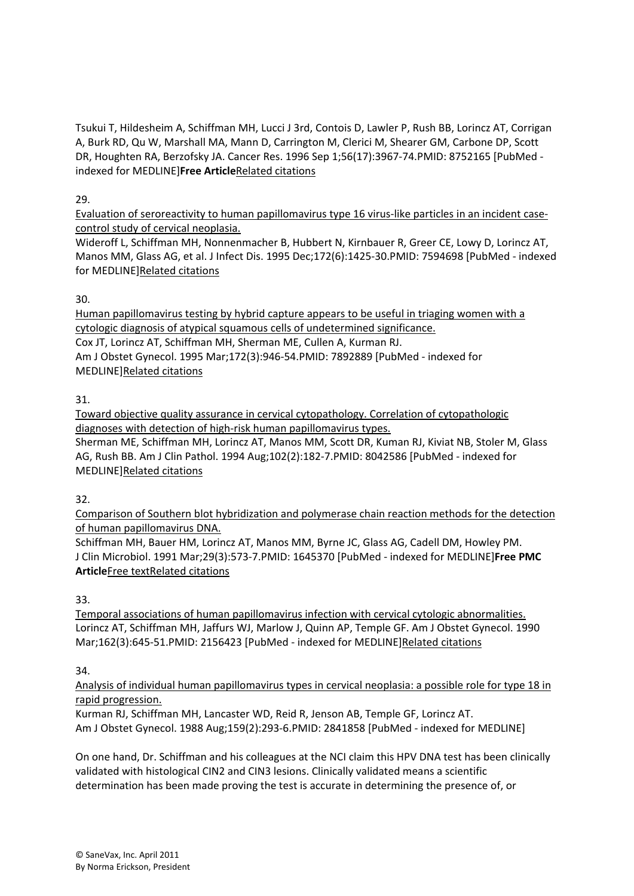Tsukui T, Hildesheim A, Schiffman MH, Lucci J 3rd, Contois D, Lawler P, Rush BB, Lorincz AT, Corrigan A, Burk RD, Qu W, Marshall MA, Mann D, Carrington M, Clerici M, Shearer GM, Carbone DP, Scott DR, Houghten RA, Berzofsky JA. Cancer Res. 1996 Sep 1;56(17):3967-74.PMID: 8752165 [PubMed - indexed for MEDLINE]**Free Article**Related citations

29.

Evaluation of seroreactivity to human papillomavirus type 16 virus-like particles in an incident case-control study of cervical neoplasia.
Wideroff L, Schiffman MH, Nonnenmacher B, Hubbert N, Kirnbauer R, Greer CE, Lowy D, Lorincz AT, Manos MM, Glass AG, et al. J Infect Dis. 1995 Dec;172(6):1425-30.PMID: 7594698 [PubMed - indexed for MEDLINE]Related citations

30.

Human papillomavirus testing by hybrid capture appears to be useful in triaging women with a cytologic diagnosis of atypical squamous cells of undetermined significance.
Cox JT, Lorincz AT, Schiffman MH, Sherman ME, Cullen A, Kurman RJ.
Am J Obstet Gynecol. 1995 Mar;172(3):946-54.PMID: 7892889 [PubMed - indexed for MEDLINE]Related citations

31.

Toward objective quality assurance in cervical cytopathology. Correlation of cytopathologic diagnoses with detection of high-risk human papillomavirus types.
Sherman ME, Schiffman MH, Lorincz AT, Manos MM, Scott DR, Kuman RJ, Kiviat NB, Stoler M, Glass AG, Rush BB. Am J Clin Pathol. 1994 Aug;102(2):182-7.PMID: 8042586 [PubMed - indexed for MEDLINE]Related citations

32.

Comparison of Southern blot hybridization and polymerase chain reaction methods for the detection of human papillomavirus DNA.
Schiffman MH, Bauer HM, Lorincz AT, Manos MM, Byrne JC, Glass AG, Cadell DM, Howley PM.
J Clin Microbiol. 1991 Mar;29(3):573-7.PMID: 1645370 [PubMed - indexed for MEDLINE]**Free PMC Article**Free textRelated citations

33.

Temporal associations of human papillomavirus infection with cervical cytologic abnormalities.
Lorincz AT, Schiffman MH, Jaffurs WJ, Marlow J, Quinn AP, Temple GF. Am J Obstet Gynecol. 1990 Mar;162(3):645-51.PMID: 2156423 [PubMed - indexed for MEDLINE]Related citations

34.

Analysis of individual human papillomavirus types in cervical neoplasia: a possible role for type 18 in rapid progression.
Kurman RJ, Schiffman MH, Lancaster WD, Reid R, Jenson AB, Temple GF, Lorincz AT.
Am J Obstet Gynecol. 1988 Aug;159(2):293-6.PMID: 2841858 [PubMed - indexed for MEDLINE]

On one hand, Dr. Schiffman and his colleagues at the NCI claim this HPV DNA test has been clinically validated with histological CIN2 and CIN3 lesions. Clinically validated means a scientific determination has been made proving the test is accurate in determining the presence of, or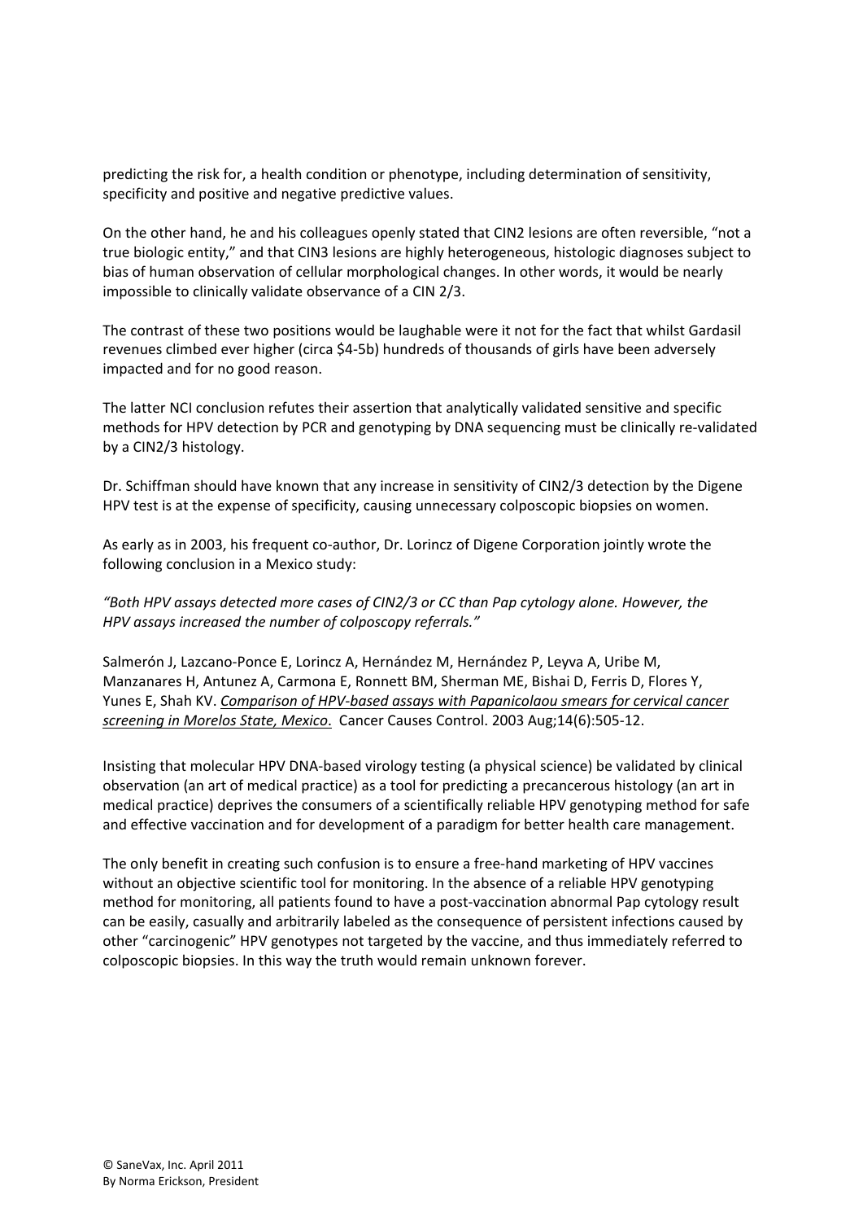predicting the risk for, a health condition or phenotype, including determination of sensitivity, specificity and positive and negative predictive values.

On the other hand, he and his colleagues openly stated that CIN2 lesions are often reversible, "not a true biologic entity," and that CIN3 lesions are highly heterogeneous, histologic diagnoses subject to bias of human observation of cellular morphological changes. In other words, it would be nearly impossible to clinically validate observance of a CIN 2/3.

The contrast of these two positions would be laughable were it not for the fact that whilst Gardasil revenues climbed ever higher (circa $4-5b) hundreds of thousands of girls have been adversely impacted and for no good reason.

The latter NCI conclusion refutes their assertion that analytically validated sensitive and specific methods for HPV detection by PCR and genotyping by DNA sequencing must be clinically re-validated by a CIN2/3 histology.

Dr. Schiffman should have known that any increase in sensitivity of CIN2/3 detection by the Digene HPV test is at the expense of specificity, causing unnecessary colposcopic biopsies on women.

As early as in 2003, his frequent co-author, Dr. Lorincz of Digene Corporation jointly wrote the following conclusion in a Mexico study:

*"Both HPV assays detected more cases of CIN2/3 or CC than Pap cytology alone. However, the HPV assays increased the number of colposcopy referrals."*

Salmerón J, Lazcano-Ponce E, Lorincz A, Hernández M, Hernández P, Leyva A, Uribe M, Manzanares H, Antunez A, Carmona E, Ronnett BM, Sherman ME, Bishai D, Ferris D, Flores Y, Yunes E, Shah KV. *Comparison of HPV-based assays with Papanicolaou smears for cervical cancer screening in Morelos State, Mexico*. Cancer Causes Control. 2003 Aug;14(6):505-12.

Insisting that molecular HPV DNA-based virology testing (a physical science) be validated by clinical observation (an art of medical practice) as a tool for predicting a precancerous histology (an art in medical practice) deprives the consumers of a scientifically reliable HPV genotyping method for safe and effective vaccination and for development of a paradigm for better health care management.

The only benefit in creating such confusion is to ensure a free-hand marketing of HPV vaccines without an objective scientific tool for monitoring. In the absence of a reliable HPV genotyping method for monitoring, all patients found to have a post-vaccination abnormal Pap cytology result can be easily, casually and arbitrarily labeled as the consequence of persistent infections caused by other "carcinogenic" HPV genotypes not targeted by the vaccine, and thus immediately referred to colposcopic biopsies. In this way the truth would remain unknown forever.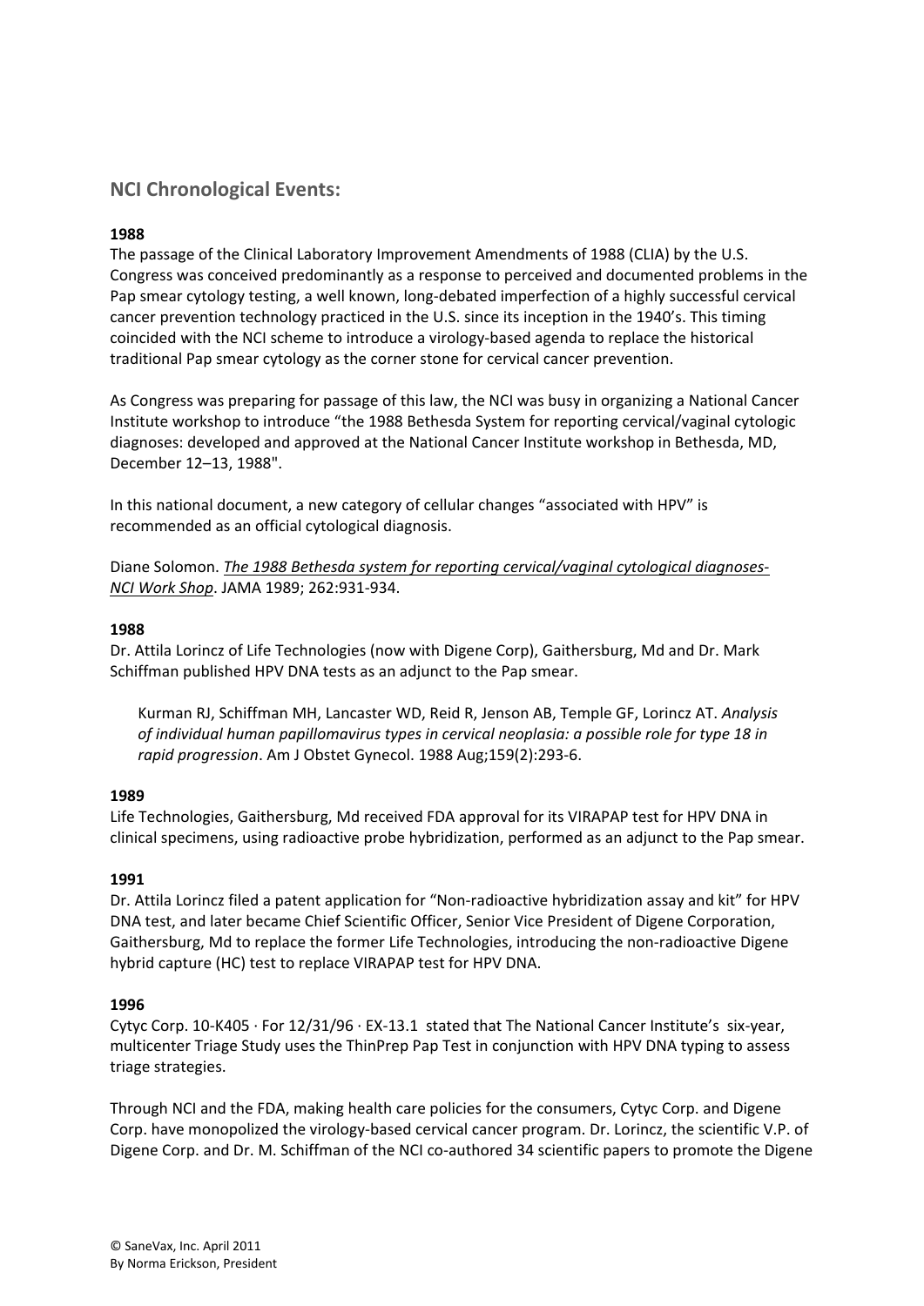## NCI Chronological Events:

**1988**

The passage of the Clinical Laboratory Improvement Amendments of 1988 (CLIA) by the U.S. Congress was conceived predominantly as a response to perceived and documented problems in the Pap smear cytology testing, a well known, long-debated imperfection of a highly successful cervical cancer prevention technology practiced in the U.S. since its inception in the 1940's. This timing coincided with the NCI scheme to introduce a virology-based agenda to replace the historical traditional Pap smear cytology as the corner stone for cervical cancer prevention.

As Congress was preparing for passage of this law, the NCI was busy in organizing a National Cancer Institute workshop to introduce "the 1988 Bethesda System for reporting cervical/vaginal cytologic diagnoses: developed and approved at the National Cancer Institute workshop in Bethesda, MD, December 12–13, 1988".

In this national document, a new category of cellular changes "associated with HPV" is recommended as an official cytological diagnosis.

Diane Solomon. *The 1988 Bethesda system for reporting cervical/vaginal cytological diagnoses-NCI Work Shop*. JAMA 1989; 262:931-934.

**1988**

Dr. Attila Lorincz of Life Technologies (now with Digene Corp), Gaithersburg, Md and Dr. Mark Schiffman published HPV DNA tests as an adjunct to the Pap smear.

> Kurman RJ, Schiffman MH, Lancaster WD, Reid R, Jenson AB, Temple GF, Lorincz AT. *Analysis of individual human papillomavirus types in cervical neoplasia: a possible role for type 18 in rapid progression*. Am J Obstet Gynecol. 1988 Aug;159(2):293-6.

**1989**

Life Technologies, Gaithersburg, Md received FDA approval for its VIRAPAP test for HPV DNA in clinical specimens, using radioactive probe hybridization, performed as an adjunct to the Pap smear.

**1991**

Dr. Attila Lorincz filed a patent application for "Non-radioactive hybridization assay and kit" for HPV DNA test, and later became Chief Scientific Officer, Senior Vice President of Digene Corporation, Gaithersburg, Md to replace the former Life Technologies, introducing the non-radioactive Digene hybrid capture (HC) test to replace VIRAPAP test for HPV DNA.

**1996**

Cytyc Corp. 10-K405 · For 12/31/96 · EX-13.1 stated that The National Cancer Institute's six-year, multicenter Triage Study uses the ThinPrep Pap Test in conjunction with HPV DNA typing to assess triage strategies.

Through NCI and the FDA, making health care policies for the consumers, Cytyc Corp. and Digene Corp. have monopolized the virology-based cervical cancer program. Dr. Lorincz, the scientific V.P. of Digene Corp. and Dr. M. Schiffman of the NCI co-authored 34 scientific papers to promote the Digene

© SaneVax, Inc. April 2011
By Norma Erickson, President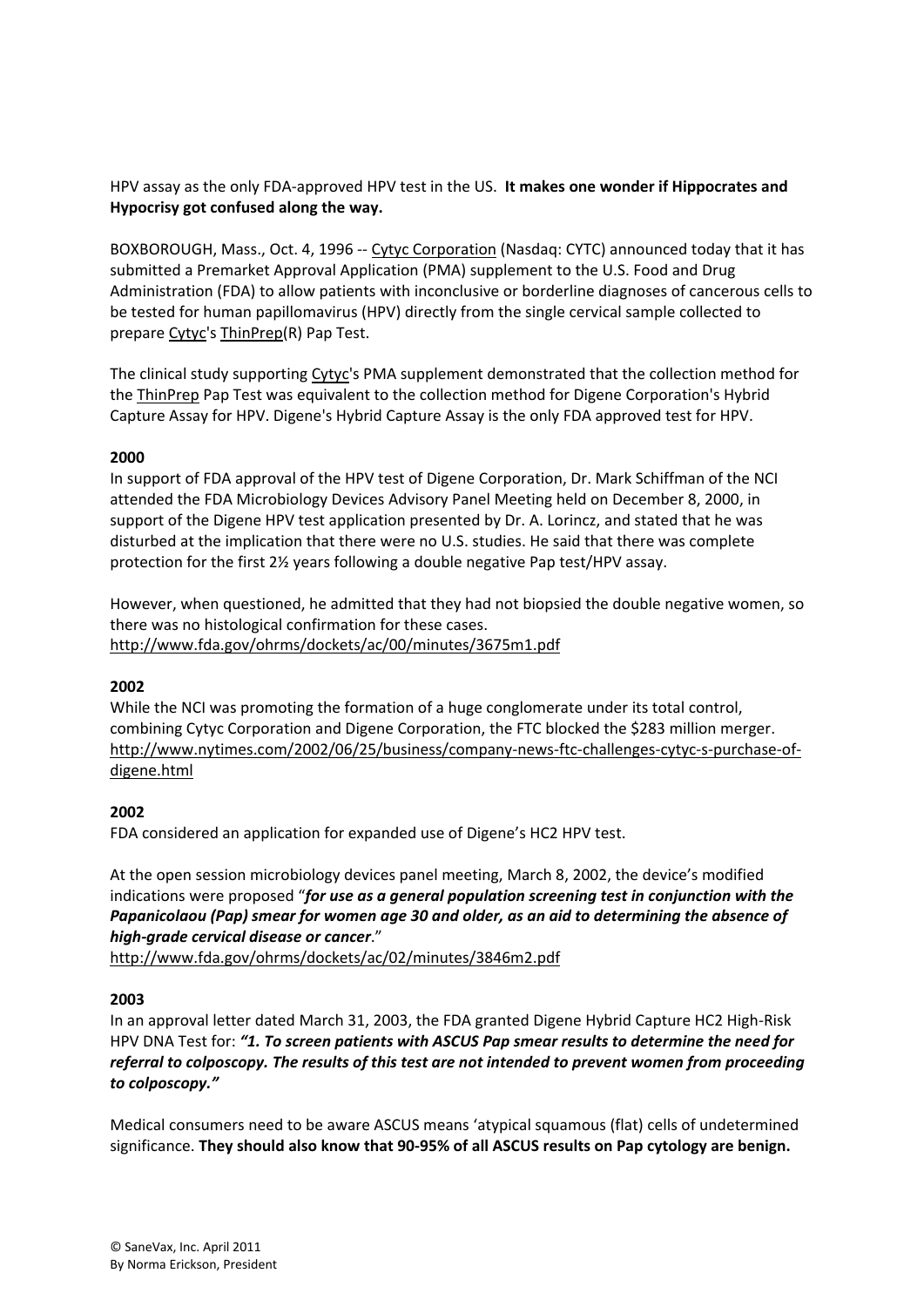HPV assay as the only FDA-approved HPV test in the US. **It makes one wonder if Hippocrates and Hypocrisy got confused along the way.**

BOXBOROUGH, Mass., Oct. 4, 1996 -- Cytyc Corporation (Nasdaq: CYTC) announced today that it has submitted a Premarket Approval Application (PMA) supplement to the U.S. Food and Drug Administration (FDA) to allow patients with inconclusive or borderline diagnoses of cancerous cells to be tested for human papillomavirus (HPV) directly from the single cervical sample collected to prepare Cytyc's ThinPrep(R) Pap Test.

The clinical study supporting Cytyc's PMA supplement demonstrated that the collection method for the ThinPrep Pap Test was equivalent to the collection method for Digene Corporation's Hybrid Capture Assay for HPV. Digene's Hybrid Capture Assay is the only FDA approved test for HPV.

**2000**

In support of FDA approval of the HPV test of Digene Corporation, Dr. Mark Schiffman of the NCI attended the FDA Microbiology Devices Advisory Panel Meeting held on December 8, 2000, in support of the Digene HPV test application presented by Dr. A. Lorincz, and stated that he was disturbed at the implication that there were no U.S. studies. He said that there was complete protection for the first 2½ years following a double negative Pap test/HPV assay.

However, when questioned, he admitted that they had not biopsied the double negative women, so there was no histological confirmation for these cases.
http://www.fda.gov/ohrms/dockets/ac/00/minutes/3675m1.pdf

**2002**

While the NCI was promoting the formation of a huge conglomerate under its total control, combining Cytyc Corporation and Digene Corporation, the FTC blocked the $283 million merger.
http://www.nytimes.com/2002/06/25/business/company-news-ftc-challenges-cytyc-s-purchase-of-digene.html

**2002**

FDA considered an application for expanded use of Digene's HC2 HPV test.

At the open session microbiology devices panel meeting, March 8, 2002, the device's modified indications were proposed "***for use as a general population screening test in conjunction with the Papanicolaou (Pap) smear for women age 30 and older, as an aid to determining the absence of high-grade cervical disease or cancer***."
http://www.fda.gov/ohrms/dockets/ac/02/minutes/3846m2.pdf

**2003**

In an approval letter dated March 31, 2003, the FDA granted Digene Hybrid Capture HC2 High-Risk HPV DNA Test for: ***"1. To screen patients with ASCUS Pap smear results to determine the need for referral to colposcopy. The results of this test are not intended to prevent women from proceeding to colposcopy."***

Medical consumers need to be aware ASCUS means 'atypical squamous (flat) cells of undetermined significance. **They should also know that 90-95% of all ASCUS results on Pap cytology are benign.**

© SaneVax, Inc. April 2011
By Norma Erickson, President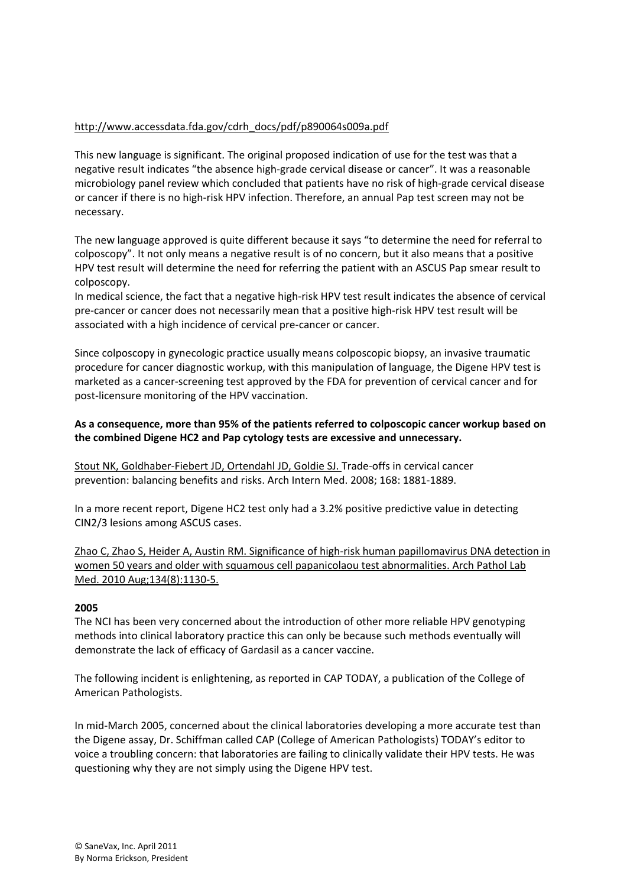http://www.accessdata.fda.gov/cdrh_docs/pdf/p890064s009a.pdf

This new language is significant. The original proposed indication of use for the test was that a negative result indicates "the absence high-grade cervical disease or cancer". It was a reasonable microbiology panel review which concluded that patients have no risk of high-grade cervical disease or cancer if there is no high-risk HPV infection. Therefore, an annual Pap test screen may not be necessary.

The new language approved is quite different because it says "to determine the need for referral to colposcopy". It not only means a negative result is of no concern, but it also means that a positive HPV test result will determine the need for referring the patient with an ASCUS Pap smear result to colposcopy.
In medical science, the fact that a negative high-risk HPV test result indicates the absence of cervical pre-cancer or cancer does not necessarily mean that a positive high-risk HPV test result will be associated with a high incidence of cervical pre-cancer or cancer.

Since colposcopy in gynecologic practice usually means colposcopic biopsy, an invasive traumatic procedure for cancer diagnostic workup, with this manipulation of language, the Digene HPV test is marketed as a cancer-screening test approved by the FDA for prevention of cervical cancer and for post-licensure monitoring of the HPV vaccination.

**As a consequence, more than 95% of the patients referred to colposcopic cancer workup based on the combined Digene HC2 and Pap cytology tests are excessive and unnecessary.**

Stout NK, Goldhaber-Fiebert JD, Ortendahl JD, Goldie SJ. Trade-offs in cervical cancer prevention: balancing benefits and risks. Arch Intern Med. 2008; 168: 1881-1889.

In a more recent report, Digene HC2 test only had a 3.2% positive predictive value in detecting CIN2/3 lesions among ASCUS cases.

Zhao C, Zhao S, Heider A, Austin RM. Significance of high-risk human papillomavirus DNA detection in women 50 years and older with squamous cell papanicolaou test abnormalities. Arch Pathol Lab Med. 2010 Aug;134(8):1130-5.

**2005**
The NCI has been very concerned about the introduction of other more reliable HPV genotyping methods into clinical laboratory practice this can only be because such methods eventually will demonstrate the lack of efficacy of Gardasil as a cancer vaccine.

The following incident is enlightening, as reported in CAP TODAY, a publication of the College of American Pathologists.

In mid-March 2005, concerned about the clinical laboratories developing a more accurate test than the Digene assay, Dr. Schiffman called CAP (College of American Pathologists) TODAY's editor to voice a troubling concern: that laboratories are failing to clinically validate their HPV tests. He was questioning why they are not simply using the Digene HPV test.

© SaneVax, Inc. April 2011
By Norma Erickson, President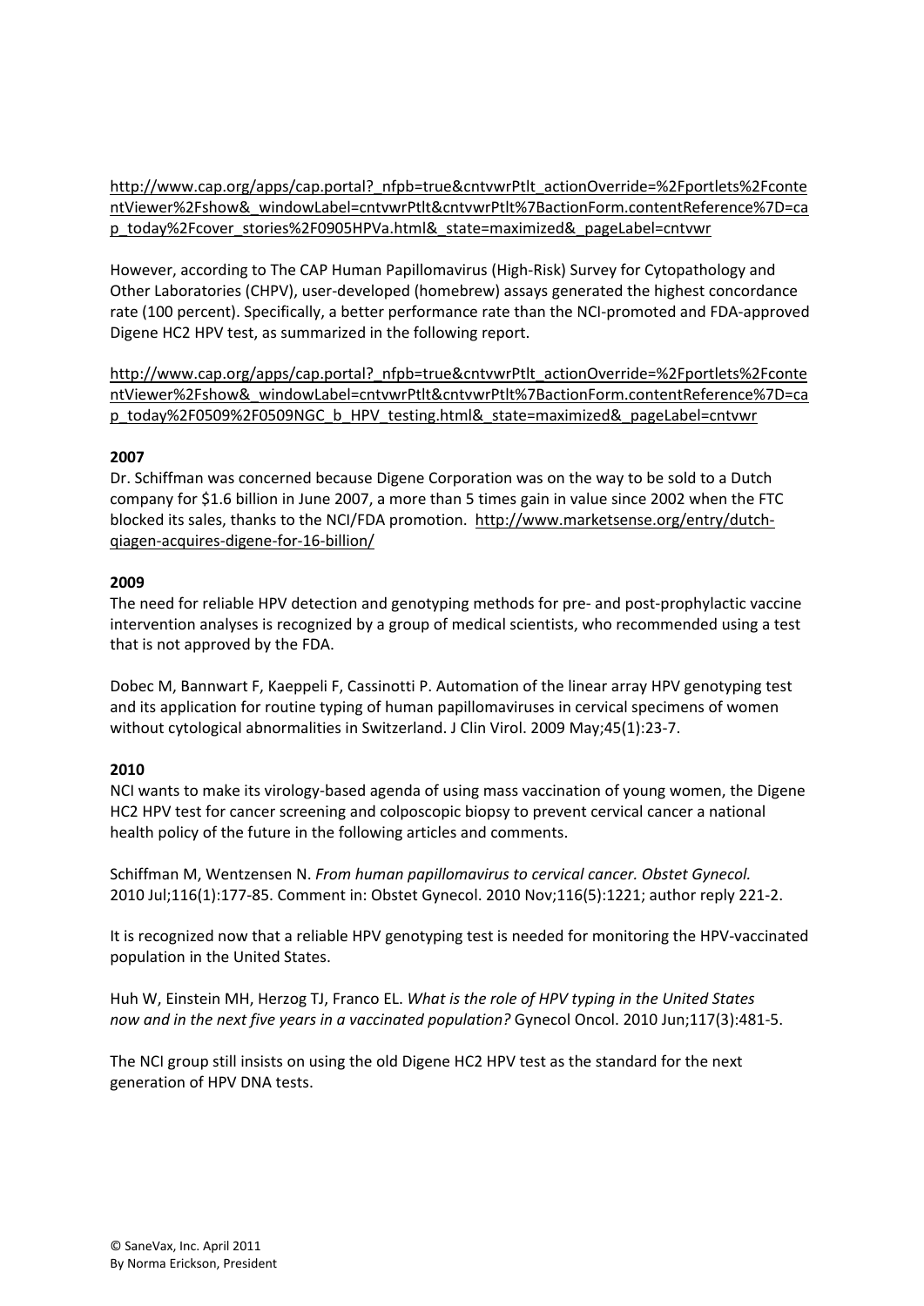http://www.cap.org/apps/cap.portal?_nfpb=true&cntvwrPtlt_actionOverride=%2Fportlets%2FcontentViewer%2Fshow&_windowLabel=cntvwrPtlt&cntvwrPtlt%7BactionForm.contentReference%7D=cap_today%2Fcover_stories%2F0905HPVa.html&_state=maximized&_pageLabel=cntvwr

However, according to The CAP Human Papillomavirus (High-Risk) Survey for Cytopathology and Other Laboratories (CHPV), user-developed (homebrew) assays generated the highest concordance rate (100 percent). Specifically, a better performance rate than the NCI-promoted and FDA-approved Digene HC2 HPV test, as summarized in the following report.

http://www.cap.org/apps/cap.portal?_nfpb=true&cntvwrPtlt_actionOverride=%2Fportlets%2FcontentViewer%2Fshow&_windowLabel=cntvwrPtlt&cntvwrPtlt%7BactionForm.contentReference%7D=cap_today%2F0509%2F0509NGC_b_HPV_testing.html&_state=maximized&_pageLabel=cntvwr

**2007**

Dr. Schiffman was concerned because Digene Corporation was on the way to be sold to a Dutch company for $1.6 billion in June 2007, a more than 5 times gain in value since 2002 when the FTC blocked its sales, thanks to the NCI/FDA promotion. http://www.marketsense.org/entry/dutch-qiagen-acquires-digene-for-16-billion/

**2009**

The need for reliable HPV detection and genotyping methods for pre- and post-prophylactic vaccine intervention analyses is recognized by a group of medical scientists, who recommended using a test that is not approved by the FDA.

Dobec M, Bannwart F, Kaeppeli F, Cassinotti P. Automation of the linear array HPV genotyping test and its application for routine typing of human papillomaviruses in cervical specimens of women without cytological abnormalities in Switzerland. J Clin Virol. 2009 May;45(1):23-7.

**2010**

NCI wants to make its virology-based agenda of using mass vaccination of young women, the Digene HC2 HPV test for cancer screening and colposcopic biopsy to prevent cervical cancer a national health policy of the future in the following articles and comments.

Schiffman M, Wentzensen N. *From human papillomavirus to cervical cancer. Obstet Gynecol.* 2010 Jul;116(1):177-85. Comment in: Obstet Gynecol. 2010 Nov;116(5):1221; author reply 221-2.

It is recognized now that a reliable HPV genotyping test is needed for monitoring the HPV-vaccinated population in the United States.

Huh W, Einstein MH, Herzog TJ, Franco EL. *What is the role of HPV typing in the United States now and in the next five years in a vaccinated population?* Gynecol Oncol. 2010 Jun;117(3):481-5.

The NCI group still insists on using the old Digene HC2 HPV test as the standard for the next generation of HPV DNA tests.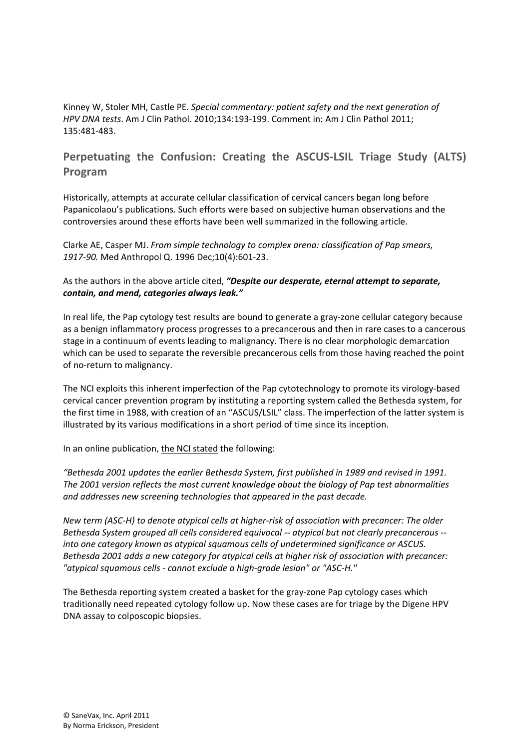Kinney W, Stoler MH, Castle PE. *Special commentary: patient safety and the next generation of HPV DNA tests*. Am J Clin Pathol. 2010;134:193-199. Comment in: Am J Clin Pathol 2011; 135:481-483.

## Perpetuating the Confusion: Creating the ASCUS-LSIL Triage Study (ALTS) Program

Historically, attempts at accurate cellular classification of cervical cancers began long before Papanicolaou's publications. Such efforts were based on subjective human observations and the controversies around these efforts have been well summarized in the following article.

Clarke AE, Casper MJ. *From simple technology to complex arena: classification of Pap smears, 1917-90.* Med Anthropol Q. 1996 Dec;10(4):601-23.

As the authors in the above article cited, ***"Despite our desperate, eternal attempt to separate, contain, and mend, categories always leak."***

In real life, the Pap cytology test results are bound to generate a gray-zone cellular category because as a benign inflammatory process progresses to a precancerous and then in rare cases to a cancerous stage in a continuum of events leading to malignancy. There is no clear morphologic demarcation which can be used to separate the reversible precancerous cells from those having reached the point of no-return to malignancy.

The NCI exploits this inherent imperfection of the Pap cytotechnology to promote its virology-based cervical cancer prevention program by instituting a reporting system called the Bethesda system, for the first time in 1988, with creation of an "ASCUS/LSIL" class. The imperfection of the latter system is illustrated by its various modifications in a short period of time since its inception.

In an online publication, the NCI stated the following:

*"Bethesda 2001 updates the earlier Bethesda System, first published in 1989 and revised in 1991. The 2001 version reflects the most current knowledge about the biology of Pap test abnormalities and addresses new screening technologies that appeared in the past decade.*

*New term (ASC-H) to denote atypical cells at higher-risk of association with precancer: The older Bethesda System grouped all cells considered equivocal -- atypical but not clearly precancerous -- into one category known as atypical squamous cells of undetermined significance or ASCUS. Bethesda 2001 adds a new category for atypical cells at higher risk of association with precancer: "atypical squamous cells - cannot exclude a high-grade lesion" or "ASC-H."*

The Bethesda reporting system created a basket for the gray-zone Pap cytology cases which traditionally need repeated cytology follow up. Now these cases are for triage by the Digene HPV DNA assay to colposcopic biopsies.

© SaneVax, Inc. April 2011
By Norma Erickson, President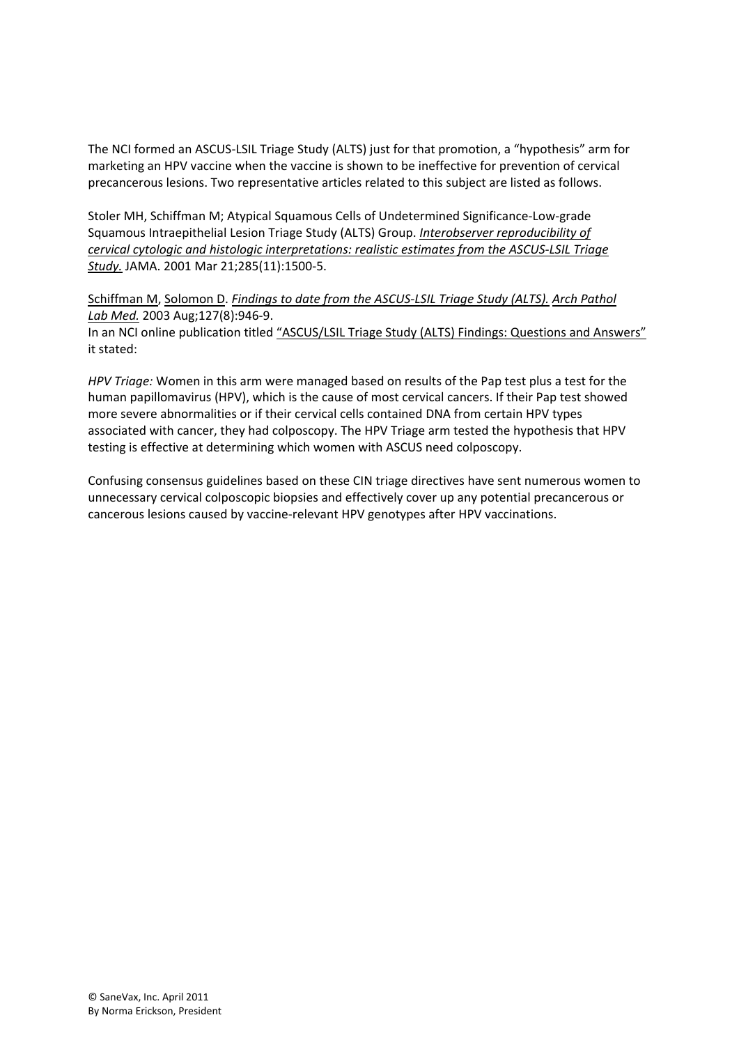The NCI formed an ASCUS-LSIL Triage Study (ALTS) just for that promotion, a "hypothesis" arm for marketing an HPV vaccine when the vaccine is shown to be ineffective for prevention of cervical precancerous lesions. Two representative articles related to this subject are listed as follows.

Stoler MH, Schiffman M; Atypical Squamous Cells of Undetermined Significance-Low-grade Squamous Intraepithelial Lesion Triage Study (ALTS) Group. *Interobserver reproducibility of cervical cytologic and histologic interpretations: realistic estimates from the ASCUS-LSIL Triage Study.* JAMA. 2001 Mar 21;285(11):1500-5.

Schiffman M, Solomon D. *Findings to date from the ASCUS-LSIL Triage Study (ALTS). Arch Pathol Lab Med.* 2003 Aug;127(8):946-9.
In an NCI online publication titled "ASCUS/LSIL Triage Study (ALTS) Findings: Questions and Answers" it stated:

*HPV Triage:* Women in this arm were managed based on results of the Pap test plus a test for the human papillomavirus (HPV), which is the cause of most cervical cancers. If their Pap test showed more severe abnormalities or if their cervical cells contained DNA from certain HPV types associated with cancer, they had colposcopy. The HPV Triage arm tested the hypothesis that HPV testing is effective at determining which women with ASCUS need colposcopy.

Confusing consensus guidelines based on these CIN triage directives have sent numerous women to unnecessary cervical colposcopic biopsies and effectively cover up any potential precancerous or cancerous lesions caused by vaccine-relevant HPV genotypes after HPV vaccinations.

© SaneVax, Inc. April 2011
By Norma Erickson, President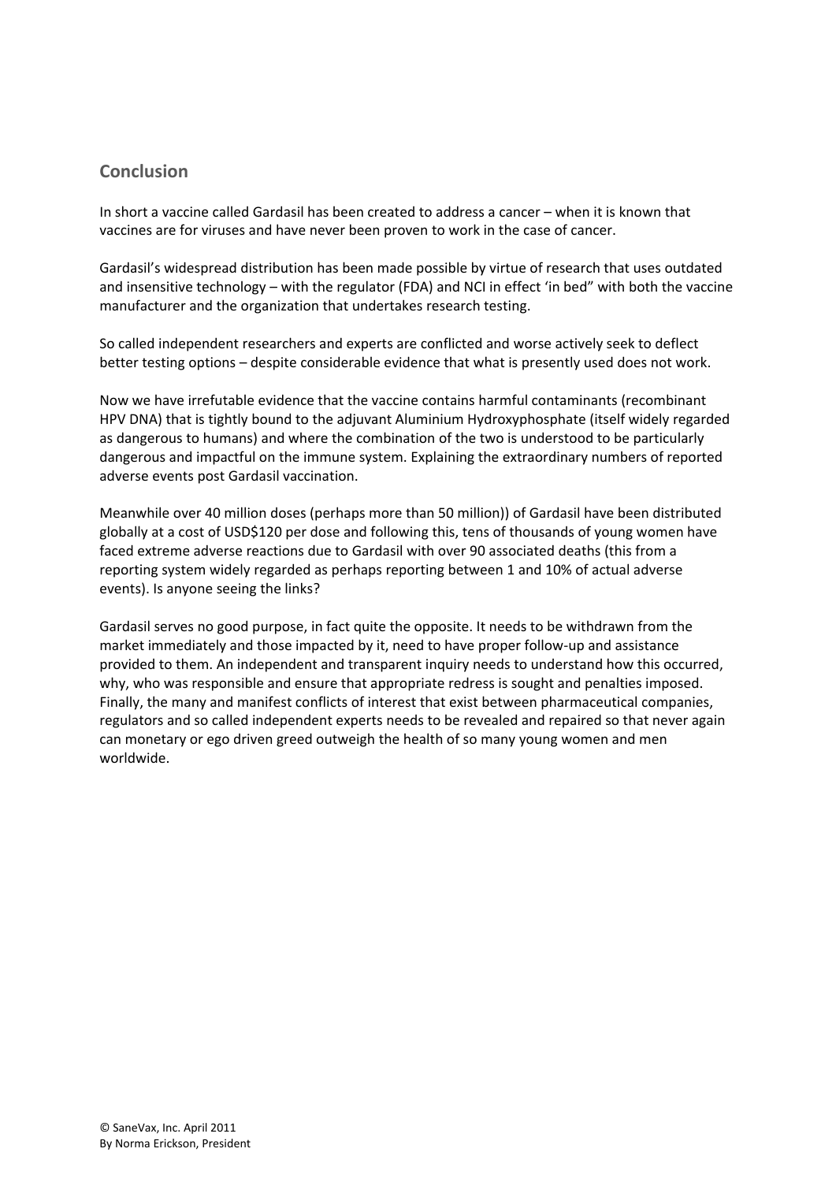## Conclusion

In short a vaccine called Gardasil has been created to address a cancer – when it is known that vaccines are for viruses and have never been proven to work in the case of cancer.

Gardasil's widespread distribution has been made possible by virtue of research that uses outdated and insensitive technology – with the regulator (FDA) and NCI in effect 'in bed" with both the vaccine manufacturer and the organization that undertakes research testing.

So called independent researchers and experts are conflicted and worse actively seek to deflect better testing options – despite considerable evidence that what is presently used does not work.

Now we have irrefutable evidence that the vaccine contains harmful contaminants (recombinant HPV DNA) that is tightly bound to the adjuvant Aluminium Hydroxyphosphate (itself widely regarded as dangerous to humans) and where the combination of the two is understood to be particularly dangerous and impactful on the immune system. Explaining the extraordinary numbers of reported adverse events post Gardasil vaccination.

Meanwhile over 40 million doses (perhaps more than 50 million)) of Gardasil have been distributed globally at a cost of USD$120 per dose and following this, tens of thousands of young women have faced extreme adverse reactions due to Gardasil with over 90 associated deaths (this from a reporting system widely regarded as perhaps reporting between 1 and 10% of actual adverse events). Is anyone seeing the links?

Gardasil serves no good purpose, in fact quite the opposite. It needs to be withdrawn from the market immediately and those impacted by it, need to have proper follow-up and assistance provided to them. An independent and transparent inquiry needs to understand how this occurred, why, who was responsible and ensure that appropriate redress is sought and penalties imposed. Finally, the many and manifest conflicts of interest that exist between pharmaceutical companies, regulators and so called independent experts needs to be revealed and repaired so that never again can monetary or ego driven greed outweigh the health of so many young women and men worldwide.

© SaneVax, Inc. April 2011
By Norma Erickson, President